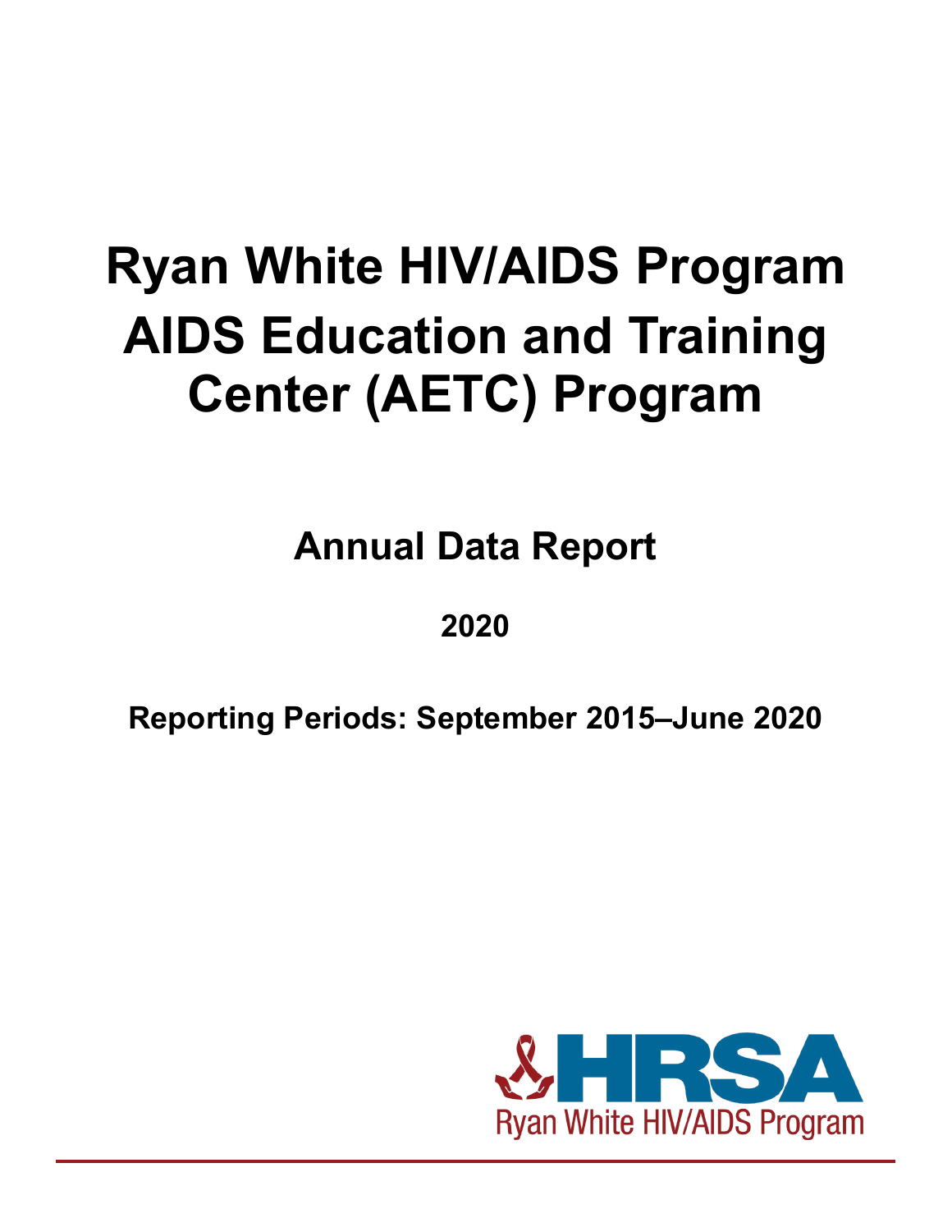# Ryan White HIV/AIDS Program AIDS Education and Training Center (AETC) Program

## Annual Data Report

### 2020

### Reporting Periods: September 2015–June 2020

HRSA
Ryan White HIV/AIDS Program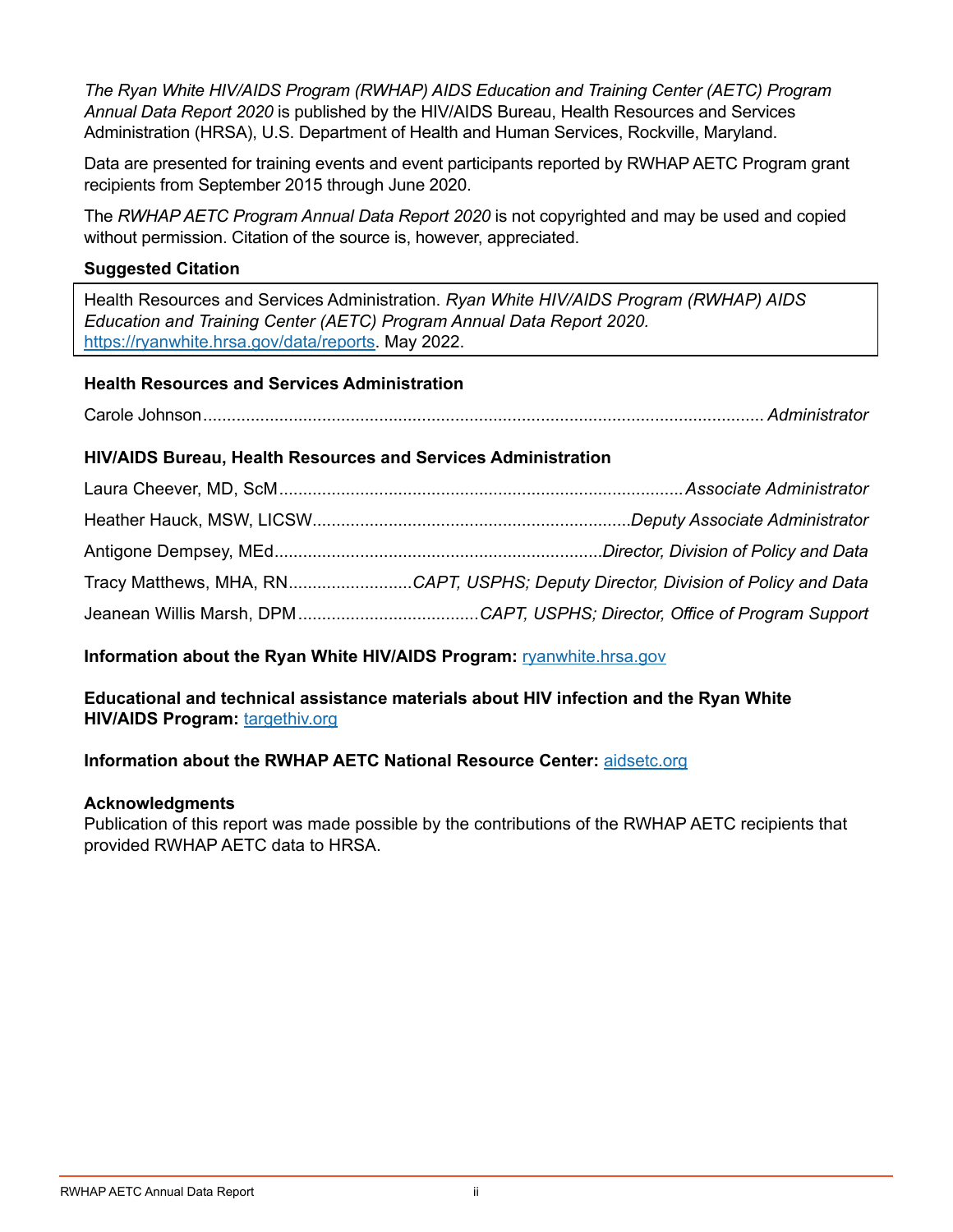*The Ryan White HIV/AIDS Program (RWHAP) AIDS Education and Training Center (AETC) Program Annual Data Report 2020* is published by the HIV/AIDS Bureau, Health Resources and Services Administration (HRSA), U.S. Department of Health and Human Services, Rockville, Maryland.

Data are presented for training events and event participants reported by RWHAP AETC Program grant recipients from September 2015 through June 2020.

The *RWHAP AETC Program Annual Data Report 2020* is not copyrighted and may be used and copied without permission. Citation of the source is, however, appreciated.

**Suggested Citation**

Health Resources and Services Administration. *Ryan White HIV/AIDS Program (RWHAP) AIDS Education and Training Center (AETC) Program Annual Data Report 2020.* https://ryanwhite.hrsa.gov/data/reports. May 2022.

**Health Resources and Services Administration**

Carole Johnson ............................................................ *Administrator*

**HIV/AIDS Bureau, Health Resources and Services Administration**

Laura Cheever, MD, ScM ............................................................ *Associate Administrator*

Heather Hauck, MSW, LICSW ............................................................ *Deputy Associate Administrator*

Antigone Dempsey, MEd ............................................................ *Director, Division of Policy and Data*

Tracy Matthews, MHA, RN ............................ *CAPT, USPHS; Deputy Director, Division of Policy and Data*

Jeanean Willis Marsh, DPM ............................ *CAPT, USPHS; Director, Office of Program Support*

**Information about the Ryan White HIV/AIDS Program:** ryanwhite.hrsa.gov

**Educational and technical assistance materials about HIV infection and the Ryan White HIV/AIDS Program:** targethiv.org

**Information about the RWHAP AETC National Resource Center:** aidsetc.org

**Acknowledgments**

Publication of this report was made possible by the contributions of the RWHAP AETC recipients that provided RWHAP AETC data to HRSA.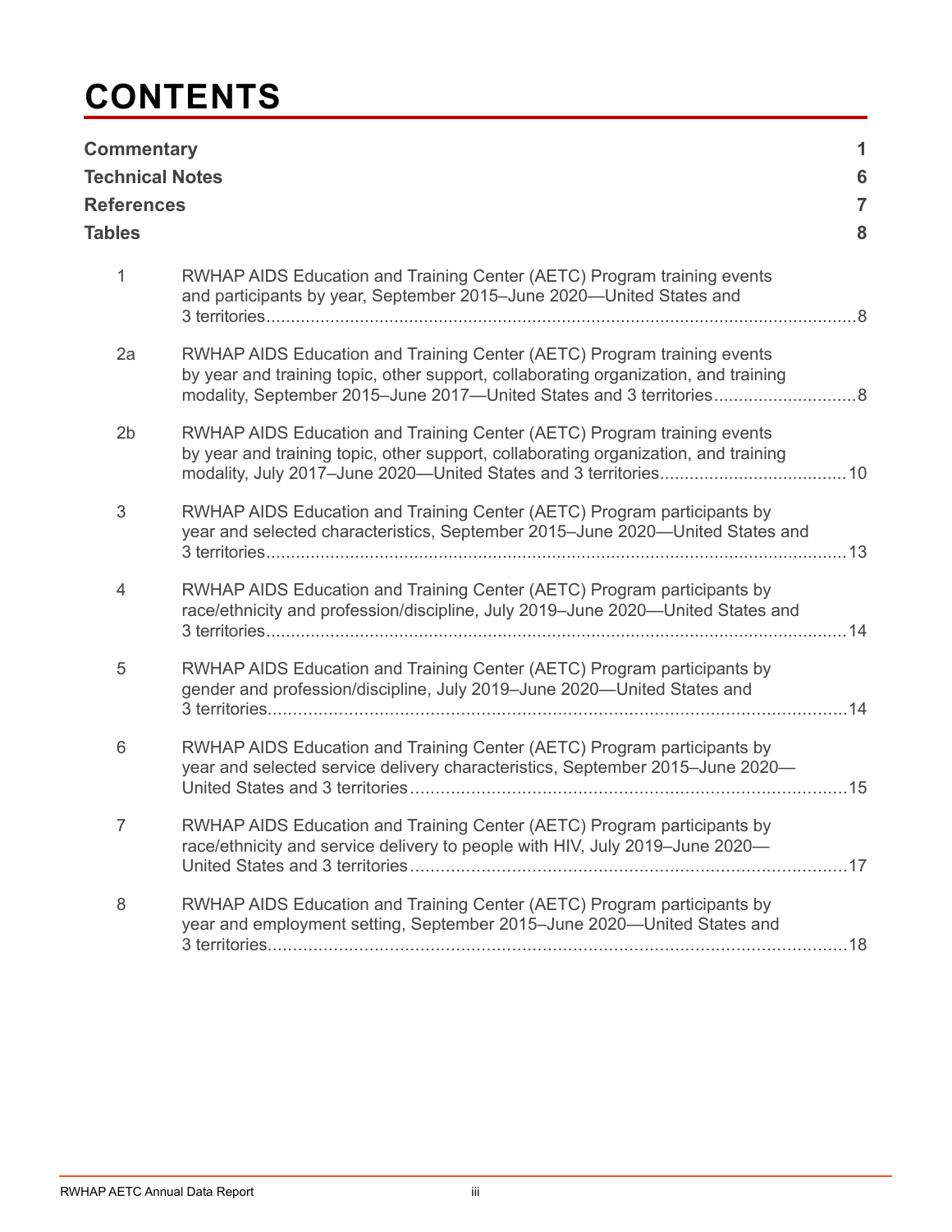# CONTENTS

| | |
|---|---|
| **Commentary** | **1** |
| **Technical Notes** | **6** |
| **References** | **7** |
| **Tables** | **8** |

| | | |
|---|---|---|
| 1 | RWHAP AIDS Education and Training Center (AETC) Program training events and participants by year, September 2015–June 2020—United States and 3 territories | 8 |
| 2a | RWHAP AIDS Education and Training Center (AETC) Program training events by year and training topic, other support, collaborating organization, and training modality, September 2015–June 2017—United States and 3 territories | 8 |
| 2b | RWHAP AIDS Education and Training Center (AETC) Program training events by year and training topic, other support, collaborating organization, and training modality, July 2017–June 2020—United States and 3 territories | 10 |
| 3 | RWHAP AIDS Education and Training Center (AETC) Program participants by year and selected characteristics, September 2015–June 2020—United States and 3 territories | 13 |
| 4 | RWHAP AIDS Education and Training Center (AETC) Program participants by race/ethnicity and profession/discipline, July 2019–June 2020—United States and 3 territories | 14 |
| 5 | RWHAP AIDS Education and Training Center (AETC) Program participants by gender and profession/discipline, July 2019–June 2020—United States and 3 territories | 14 |
| 6 | RWHAP AIDS Education and Training Center (AETC) Program participants by year and selected service delivery characteristics, September 2015–June 2020—United States and 3 territories | 15 |
| 7 | RWHAP AIDS Education and Training Center (AETC) Program participants by race/ethnicity and service delivery to people with HIV, July 2019–June 2020—United States and 3 territories | 17 |
| 8 | RWHAP AIDS Education and Training Center (AETC) Program participants by year and employment setting, September 2015–June 2020—United States and 3 territories | 18 |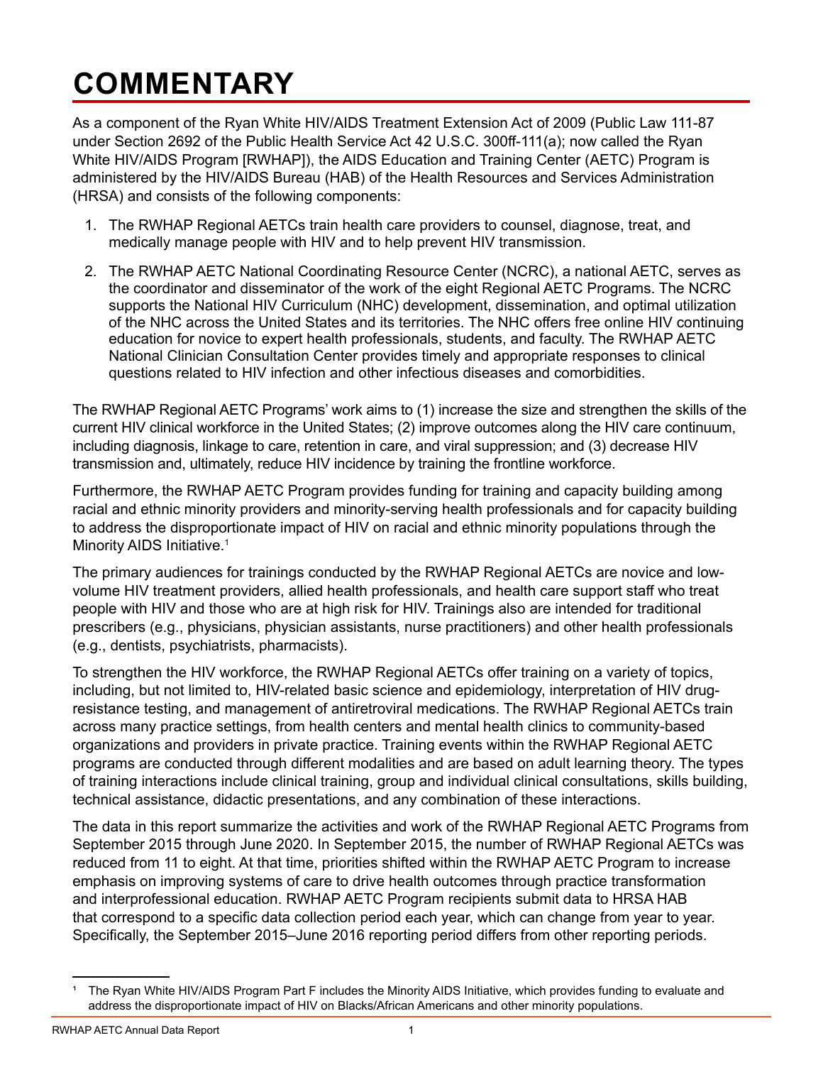# COMMENTARY

As a component of the Ryan White HIV/AIDS Treatment Extension Act of 2009 (Public Law 111-87 under Section 2692 of the Public Health Service Act 42 U.S.C. 300ff-111(a); now called the Ryan White HIV/AIDS Program [RWHAP]), the AIDS Education and Training Center (AETC) Program is administered by the HIV/AIDS Bureau (HAB) of the Health Resources and Services Administration (HRSA) and consists of the following components:

1. The RWHAP Regional AETCs train health care providers to counsel, diagnose, treat, and medically manage people with HIV and to help prevent HIV transmission.
2. The RWHAP AETC National Coordinating Resource Center (NCRC), a national AETC, serves as the coordinator and disseminator of the work of the eight Regional AETC Programs. The NCRC supports the National HIV Curriculum (NHC) development, dissemination, and optimal utilization of the NHC across the United States and its territories. The NHC offers free online HIV continuing education for novice to expert health professionals, students, and faculty. The RWHAP AETC National Clinician Consultation Center provides timely and appropriate responses to clinical questions related to HIV infection and other infectious diseases and comorbidities.

The RWHAP Regional AETC Programs' work aims to (1) increase the size and strengthen the skills of the current HIV clinical workforce in the United States; (2) improve outcomes along the HIV care continuum, including diagnosis, linkage to care, retention in care, and viral suppression; and (3) decrease HIV transmission and, ultimately, reduce HIV incidence by training the frontline workforce.

Furthermore, the RWHAP AETC Program provides funding for training and capacity building among racial and ethnic minority providers and minority-serving health professionals and for capacity building to address the disproportionate impact of HIV on racial and ethnic minority populations through the Minority AIDS Initiative.[1]

The primary audiences for trainings conducted by the RWHAP Regional AETCs are novice and low-volume HIV treatment providers, allied health professionals, and health care support staff who treat people with HIV and those who are at high risk for HIV. Trainings also are intended for traditional prescribers (e.g., physicians, physician assistants, nurse practitioners) and other health professionals (e.g., dentists, psychiatrists, pharmacists).

To strengthen the HIV workforce, the RWHAP Regional AETCs offer training on a variety of topics, including, but not limited to, HIV-related basic science and epidemiology, interpretation of HIV drug-resistance testing, and management of antiretroviral medications. The RWHAP Regional AETCs train across many practice settings, from health centers and mental health clinics to community-based organizations and providers in private practice. Training events within the RWHAP Regional AETC programs are conducted through different modalities and are based on adult learning theory. The types of training interactions include clinical training, group and individual clinical consultations, skills building, technical assistance, didactic presentations, and any combination of these interactions.

The data in this report summarize the activities and work of the RWHAP Regional AETC Programs from September 2015 through June 2020. In September 2015, the number of RWHAP Regional AETCs was reduced from 11 to eight. At that time, priorities shifted within the RWHAP AETC Program to increase emphasis on improving systems of care to drive health outcomes through practice transformation and interprofessional education. RWHAP AETC Program recipients submit data to HRSA HAB that correspond to a specific data collection period each year, which can change from year to year. Specifically, the September 2015–June 2016 reporting period differs from other reporting periods.

---

[1] The Ryan White HIV/AIDS Program Part F includes the Minority AIDS Initiative, which provides funding to evaluate and address the disproportionate impact of HIV on Blacks/African Americans and other minority populations.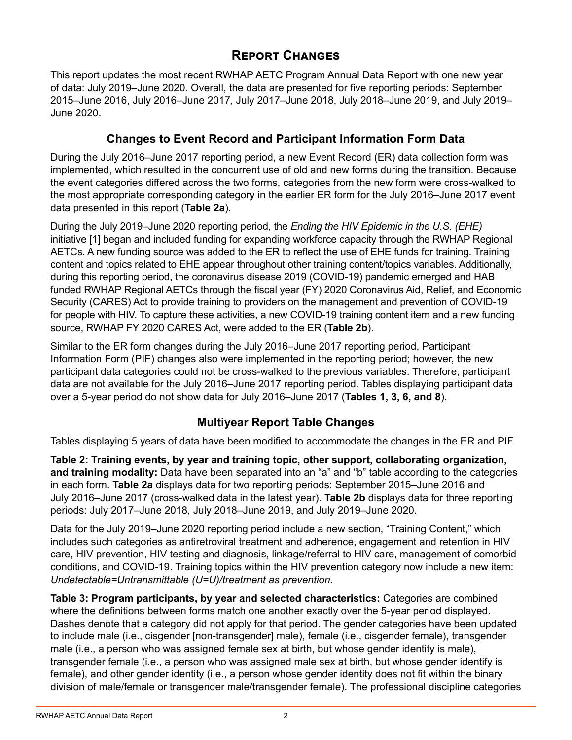# Report Changes

This report updates the most recent RWHAP AETC Program Annual Data Report with one new year of data: July 2019–June 2020. Overall, the data are presented for five reporting periods: September 2015–June 2016, July 2016–June 2017, July 2017–June 2018, July 2018–June 2019, and July 2019–June 2020.

## Changes to Event Record and Participant Information Form Data

During the July 2016–June 2017 reporting period, a new Event Record (ER) data collection form was implemented, which resulted in the concurrent use of old and new forms during the transition. Because the event categories differed across the two forms, categories from the new form were cross-walked to the most appropriate corresponding category in the earlier ER form for the July 2016–June 2017 event data presented in this report (**Table 2a**).

During the July 2019–June 2020 reporting period, the *Ending the HIV Epidemic in the U.S. (EHE)* initiative [1] began and included funding for expanding workforce capacity through the RWHAP Regional AETCs. A new funding source was added to the ER to reflect the use of EHE funds for training. Training content and topics related to EHE appear throughout other training content/topics variables. Additionally, during this reporting period, the coronavirus disease 2019 (COVID-19) pandemic emerged and HAB funded RWHAP Regional AETCs through the fiscal year (FY) 2020 Coronavirus Aid, Relief, and Economic Security (CARES) Act to provide training to providers on the management and prevention of COVID-19 for people with HIV. To capture these activities, a new COVID-19 training content item and a new funding source, RWHAP FY 2020 CARES Act, were added to the ER (**Table 2b**).

Similar to the ER form changes during the July 2016–June 2017 reporting period, Participant Information Form (PIF) changes also were implemented in the reporting period; however, the new participant data categories could not be cross-walked to the previous variables. Therefore, participant data are not available for the July 2016–June 2017 reporting period. Tables displaying participant data over a 5-year period do not show data for July 2016–June 2017 (**Tables 1, 3, 6, and 8**).

## Multiyear Report Table Changes

Tables displaying 5 years of data have been modified to accommodate the changes in the ER and PIF.

**Table 2: Training events, by year and training topic, other support, collaborating organization, and training modality:** Data have been separated into an "a" and "b" table according to the categories in each form. **Table 2a** displays data for two reporting periods: September 2015–June 2016 and July 2016–June 2017 (cross-walked data in the latest year). **Table 2b** displays data for three reporting periods: July 2017–June 2018, July 2018–June 2019, and July 2019–June 2020.

Data for the July 2019–June 2020 reporting period include a new section, "Training Content," which includes such categories as antiretroviral treatment and adherence, engagement and retention in HIV care, HIV prevention, HIV testing and diagnosis, linkage/referral to HIV care, management of comorbid conditions, and COVID-19. Training topics within the HIV prevention category now include a new item: *Undetectable=Untransmittable (U=U)/treatment as prevention.*

**Table 3: Program participants, by year and selected characteristics:** Categories are combined where the definitions between forms match one another exactly over the 5-year period displayed. Dashes denote that a category did not apply for that period. The gender categories have been updated to include male (i.e., cisgender [non-transgender] male), female (i.e., cisgender female), transgender male (i.e., a person who was assigned female sex at birth, but whose gender identity is male), transgender female (i.e., a person who was assigned male sex at birth, but whose gender identify is female), and other gender identity (i.e., a person whose gender identity does not fit within the binary division of male/female or transgender male/transgender female). The professional discipline categories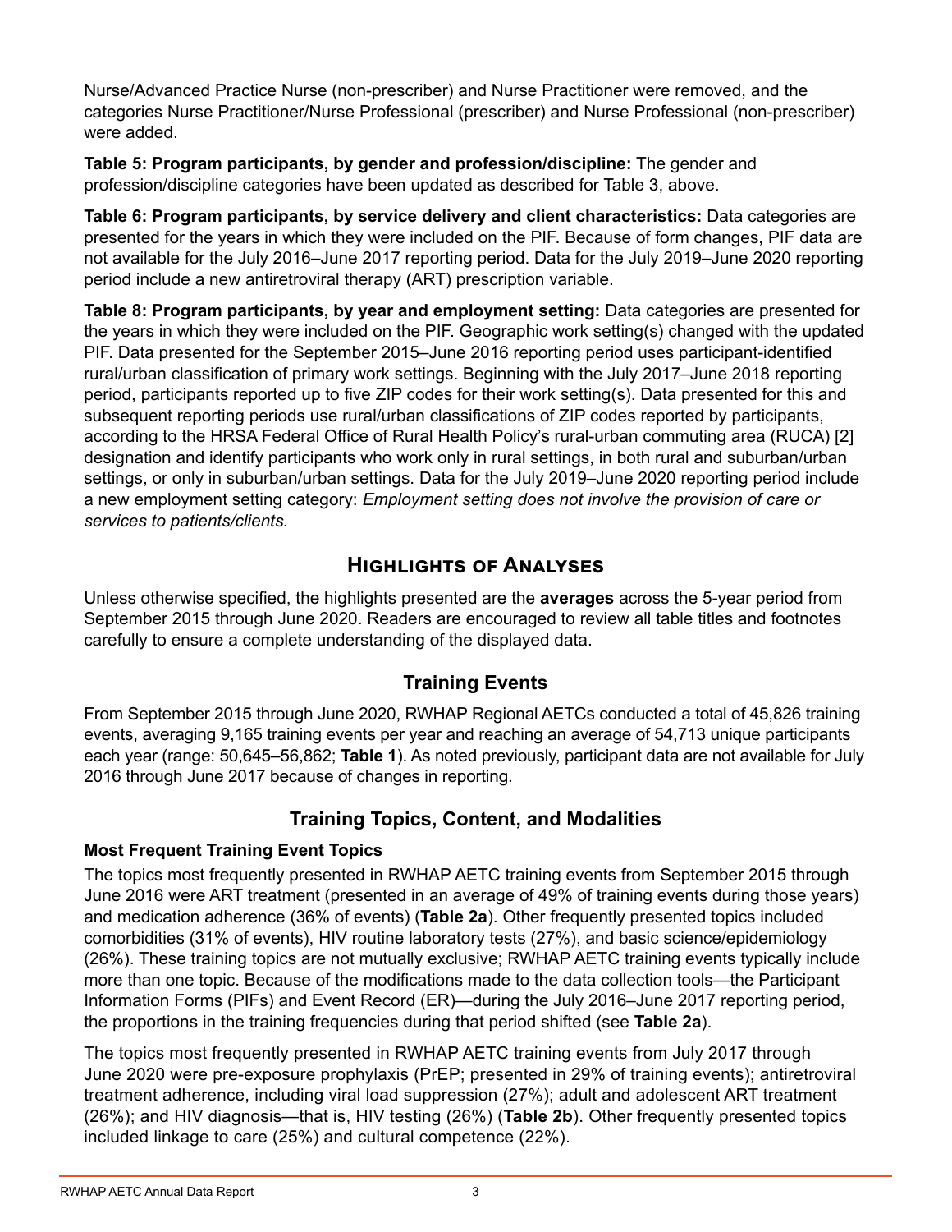Nurse/Advanced Practice Nurse (non-prescriber) and Nurse Practitioner were removed, and the categories Nurse Practitioner/Nurse Professional (prescriber) and Nurse Professional (non-prescriber) were added.

**Table 5: Program participants, by gender and profession/discipline:** The gender and profession/discipline categories have been updated as described for Table 3, above.

**Table 6: Program participants, by service delivery and client characteristics:** Data categories are presented for the years in which they were included on the PIF. Because of form changes, PIF data are not available for the July 2016–June 2017 reporting period. Data for the July 2019–June 2020 reporting period include a new antiretroviral therapy (ART) prescription variable.

**Table 8: Program participants, by year and employment setting:** Data categories are presented for the years in which they were included on the PIF. Geographic work setting(s) changed with the updated PIF. Data presented for the September 2015–June 2016 reporting period uses participant-identified rural/urban classification of primary work settings. Beginning with the July 2017–June 2018 reporting period, participants reported up to five ZIP codes for their work setting(s). Data presented for this and subsequent reporting periods use rural/urban classifications of ZIP codes reported by participants, according to the HRSA Federal Office of Rural Health Policy's rural-urban commuting area (RUCA) [2] designation and identify participants who work only in rural settings, in both rural and suburban/urban settings, or only in suburban/urban settings. Data for the July 2019–June 2020 reporting period include a new employment setting category: *Employment setting does not involve the provision of care or services to patients/clients.*

# Highlights of Analyses

Unless otherwise specified, the highlights presented are the **averages** across the 5-year period from September 2015 through June 2020. Readers are encouraged to review all table titles and footnotes carefully to ensure a complete understanding of the displayed data.

## Training Events

From September 2015 through June 2020, RWHAP Regional AETCs conducted a total of 45,826 training events, averaging 9,165 training events per year and reaching an average of 54,713 unique participants each year (range: 50,645–56,862; **Table 1**). As noted previously, participant data are not available for July 2016 through June 2017 because of changes in reporting.

## Training Topics, Content, and Modalities

### Most Frequent Training Event Topics

The topics most frequently presented in RWHAP AETC training events from September 2015 through June 2016 were ART treatment (presented in an average of 49% of training events during those years) and medication adherence (36% of events) (**Table 2a**). Other frequently presented topics included comorbidities (31% of events), HIV routine laboratory tests (27%), and basic science/epidemiology (26%). These training topics are not mutually exclusive; RWHAP AETC training events typically include more than one topic. Because of the modifications made to the data collection tools—the Participant Information Forms (PIFs) and Event Record (ER)—during the July 2016–June 2017 reporting period, the proportions in the training frequencies during that period shifted (see **Table 2a**).

The topics most frequently presented in RWHAP AETC training events from July 2017 through June 2020 were pre-exposure prophylaxis (PrEP; presented in 29% of training events); antiretroviral treatment adherence, including viral load suppression (27%); adult and adolescent ART treatment (26%); and HIV diagnosis—that is, HIV testing (26%) (**Table 2b**). Other frequently presented topics included linkage to care (25%) and cultural competence (22%).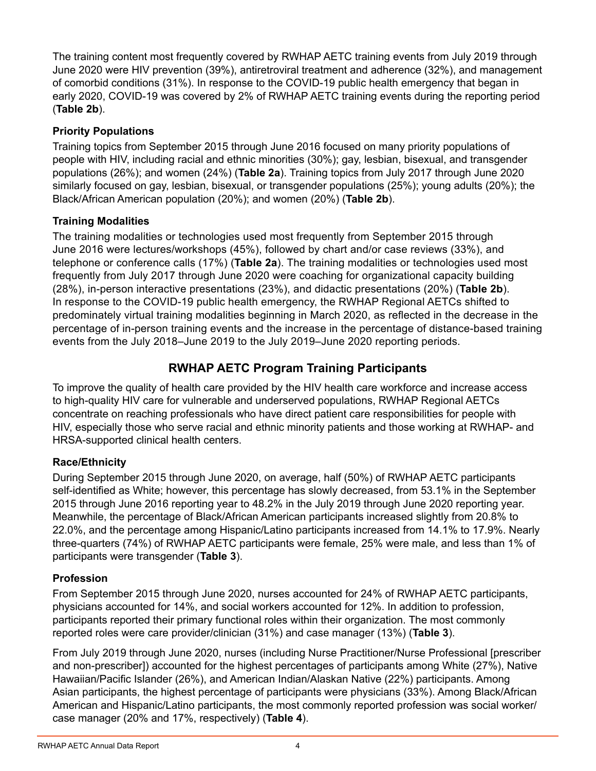The training content most frequently covered by RWHAP AETC training events from July 2019 through June 2020 were HIV prevention (39%), antiretroviral treatment and adherence (32%), and management of comorbid conditions (31%). In response to the COVID-19 public health emergency that began in early 2020, COVID-19 was covered by 2% of RWHAP AETC training events during the reporting period (**Table 2b**).

### Priority Populations

Training topics from September 2015 through June 2016 focused on many priority populations of people with HIV, including racial and ethnic minorities (30%); gay, lesbian, bisexual, and transgender populations (26%); and women (24%) (**Table 2a**). Training topics from July 2017 through June 2020 similarly focused on gay, lesbian, bisexual, or transgender populations (25%); young adults (20%); the Black/African American population (20%); and women (20%) (**Table 2b**).

### Training Modalities

The training modalities or technologies used most frequently from September 2015 through June 2016 were lectures/workshops (45%), followed by chart and/or case reviews (33%), and telephone or conference calls (17%) (**Table 2a**). The training modalities or technologies used most frequently from July 2017 through June 2020 were coaching for organizational capacity building (28%), in-person interactive presentations (23%), and didactic presentations (20%) (**Table 2b**). In response to the COVID-19 public health emergency, the RWHAP Regional AETCs shifted to predominately virtual training modalities beginning in March 2020, as reflected in the decrease in the percentage of in-person training events and the increase in the percentage of distance-based training events from the July 2018–June 2019 to the July 2019–June 2020 reporting periods.

## RWHAP AETC Program Training Participants

To improve the quality of health care provided by the HIV health care workforce and increase access to high-quality HIV care for vulnerable and underserved populations, RWHAP Regional AETCs concentrate on reaching professionals who have direct patient care responsibilities for people with HIV, especially those who serve racial and ethnic minority patients and those working at RWHAP- and HRSA-supported clinical health centers.

### Race/Ethnicity

During September 2015 through June 2020, on average, half (50%) of RWHAP AETC participants self-identified as White; however, this percentage has slowly decreased, from 53.1% in the September 2015 through June 2016 reporting year to 48.2% in the July 2019 through June 2020 reporting year. Meanwhile, the percentage of Black/African American participants increased slightly from 20.8% to 22.0%, and the percentage among Hispanic/Latino participants increased from 14.1% to 17.9%. Nearly three-quarters (74%) of RWHAP AETC participants were female, 25% were male, and less than 1% of participants were transgender (**Table 3**).

### Profession

From September 2015 through June 2020, nurses accounted for 24% of RWHAP AETC participants, physicians accounted for 14%, and social workers accounted for 12%. In addition to profession, participants reported their primary functional roles within their organization. The most commonly reported roles were care provider/clinician (31%) and case manager (13%) (**Table 3**).

From July 2019 through June 2020, nurses (including Nurse Practitioner/Nurse Professional [prescriber and non-prescriber]) accounted for the highest percentages of participants among White (27%), Native Hawaiian/Pacific Islander (26%), and American Indian/Alaskan Native (22%) participants. Among Asian participants, the highest percentage of participants were physicians (33%). Among Black/African American and Hispanic/Latino participants, the most commonly reported profession was social worker/case manager (20% and 17%, respectively) (**Table 4**).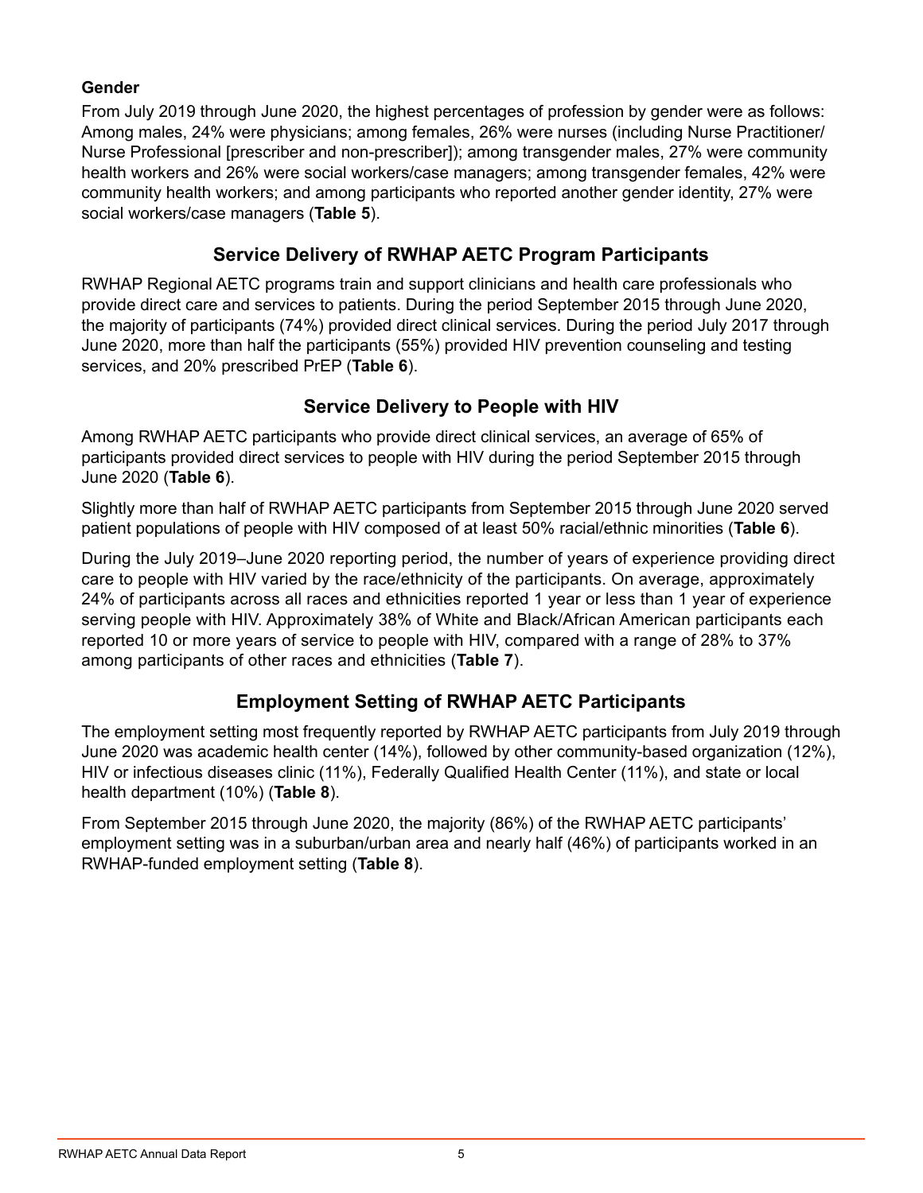### Gender

From July 2019 through June 2020, the highest percentages of profession by gender were as follows: Among males, 24% were physicians; among females, 26% were nurses (including Nurse Practitioner/ Nurse Professional [prescriber and non-prescriber]); among transgender males, 27% were community health workers and 26% were social workers/case managers; among transgender females, 42% were community health workers; and among participants who reported another gender identity, 27% were social workers/case managers (**Table 5**).

## Service Delivery of RWHAP AETC Program Participants

RWHAP Regional AETC programs train and support clinicians and health care professionals who provide direct care and services to patients. During the period September 2015 through June 2020, the majority of participants (74%) provided direct clinical services. During the period July 2017 through June 2020, more than half the participants (55%) provided HIV prevention counseling and testing services, and 20% prescribed PrEP (**Table 6**).

## Service Delivery to People with HIV

Among RWHAP AETC participants who provide direct clinical services, an average of 65% of participants provided direct services to people with HIV during the period September 2015 through June 2020 (**Table 6**).

Slightly more than half of RWHAP AETC participants from September 2015 through June 2020 served patient populations of people with HIV composed of at least 50% racial/ethnic minorities (**Table 6**).

During the July 2019–June 2020 reporting period, the number of years of experience providing direct care to people with HIV varied by the race/ethnicity of the participants. On average, approximately 24% of participants across all races and ethnicities reported 1 year or less than 1 year of experience serving people with HIV. Approximately 38% of White and Black/African American participants each reported 10 or more years of service to people with HIV, compared with a range of 28% to 37% among participants of other races and ethnicities (**Table 7**).

## Employment Setting of RWHAP AETC Participants

The employment setting most frequently reported by RWHAP AETC participants from July 2019 through June 2020 was academic health center (14%), followed by other community-based organization (12%), HIV or infectious diseases clinic (11%), Federally Qualified Health Center (11%), and state or local health department (10%) (**Table 8**).

From September 2015 through June 2020, the majority (86%) of the RWHAP AETC participants' employment setting was in a suburban/urban area and nearly half (46%) of participants worked in an RWHAP-funded employment setting (**Table 8**).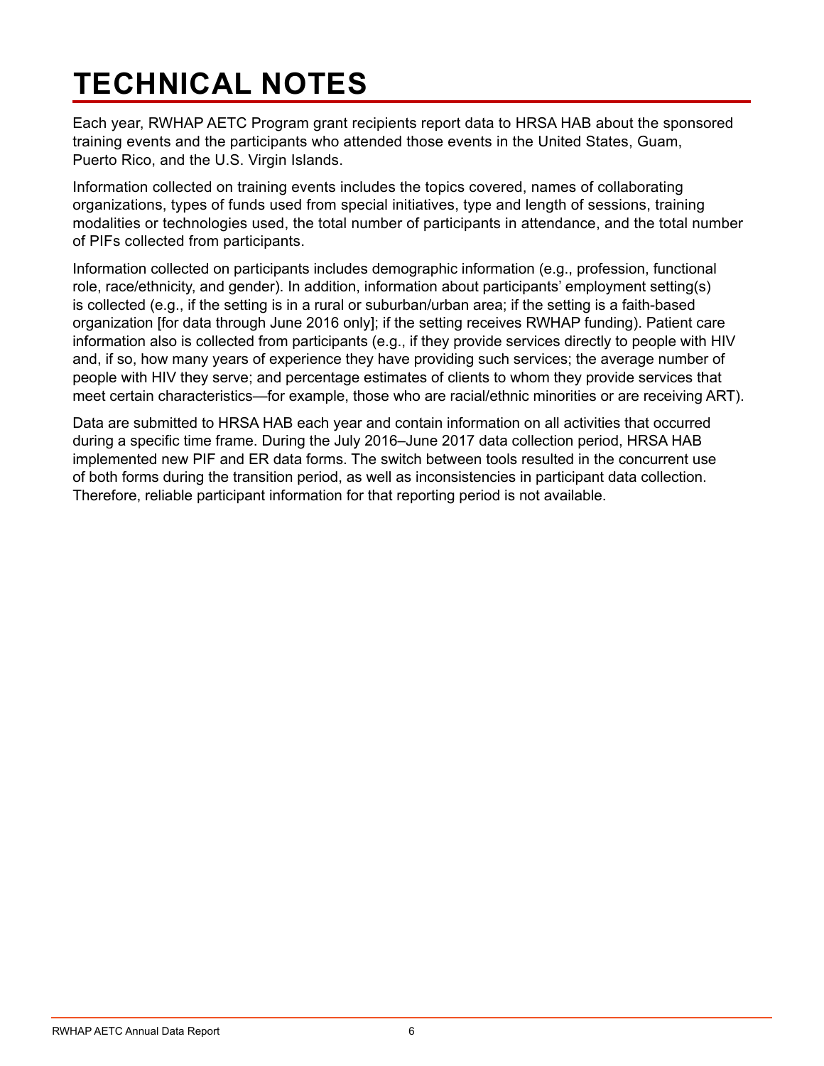# TECHNICAL NOTES

Each year, RWHAP AETC Program grant recipients report data to HRSA HAB about the sponsored training events and the participants who attended those events in the United States, Guam, Puerto Rico, and the U.S. Virgin Islands.

Information collected on training events includes the topics covered, names of collaborating organizations, types of funds used from special initiatives, type and length of sessions, training modalities or technologies used, the total number of participants in attendance, and the total number of PIFs collected from participants.

Information collected on participants includes demographic information (e.g., profession, functional role, race/ethnicity, and gender). In addition, information about participants' employment setting(s) is collected (e.g., if the setting is in a rural or suburban/urban area; if the setting is a faith-based organization [for data through June 2016 only]; if the setting receives RWHAP funding). Patient care information also is collected from participants (e.g., if they provide services directly to people with HIV and, if so, how many years of experience they have providing such services; the average number of people with HIV they serve; and percentage estimates of clients to whom they provide services that meet certain characteristics—for example, those who are racial/ethnic minorities or are receiving ART).

Data are submitted to HRSA HAB each year and contain information on all activities that occurred during a specific time frame. During the July 2016–June 2017 data collection period, HRSA HAB implemented new PIF and ER data forms. The switch between tools resulted in the concurrent use of both forms during the transition period, as well as inconsistencies in participant data collection. Therefore, reliable participant information for that reporting period is not available.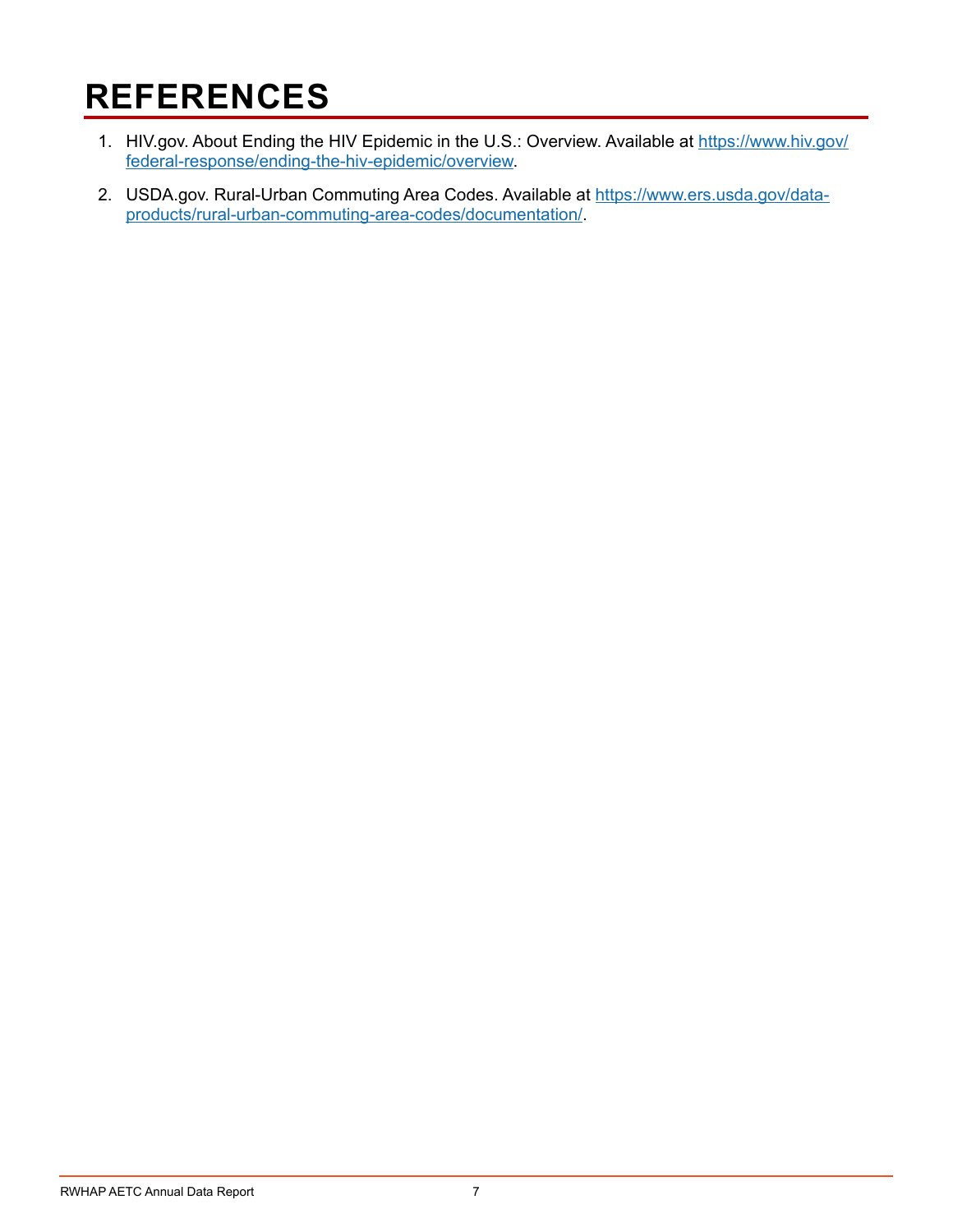# REFERENCES

1. HIV.gov. About Ending the HIV Epidemic in the U.S.: Overview. Available at [https://www.hiv.gov/federal-response/ending-the-hiv-epidemic/overview](https://www.hiv.gov/federal-response/ending-the-hiv-epidemic/overview).
2. USDA.gov. Rural-Urban Commuting Area Codes. Available at [https://www.ers.usda.gov/data-products/rural-urban-commuting-area-codes/documentation/](https://www.ers.usda.gov/data-products/rural-urban-commuting-area-codes/documentation/).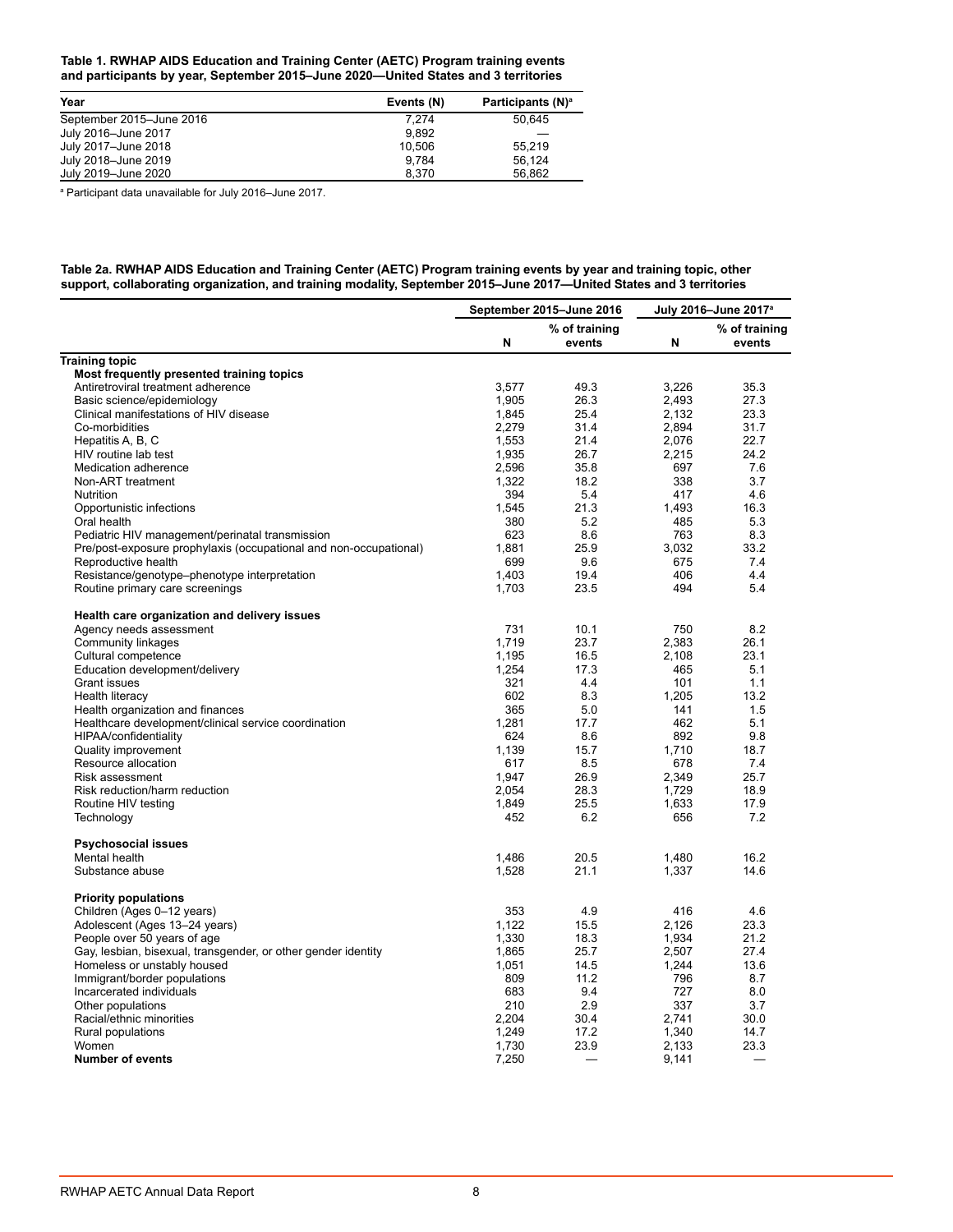**Table 1. RWHAP AIDS Education and Training Center (AETC) Program training events and participants by year, September 2015–June 2020—United States and 3 territories**

| Year | Events (N) | Participants (N)[a] |
|---|---|---|
| September 2015–June 2016 | 7,274 | 50,645 |
| July 2016–June 2017 | 9,892 | — |
| July 2017–June 2018 | 10,506 | 55,219 |
| July 2018–June 2019 | 9,784 | 56,124 |
| July 2019–June 2020 | 8,370 | 56,862 |

[a] Participant data unavailable for July 2016–June 2017.

**Table 2a. RWHAP AIDS Education and Training Center (AETC) Program training events by year and training topic, other support, collaborating organization, and training modality, September 2015–June 2017—United States and 3 territories**

| | September 2015–June 2016 | | July 2016–June 2017[a] | |
|---|---|---|---|---|
| | N | % of training events | N | % of training events |
| **Training topic** | | | | |
| **Most frequently presented training topics** | | | | |
| Antiretroviral treatment adherence | 3,577 | 49.3 | 3,226 | 35.3 |
| Basic science/epidemiology | 1,905 | 26.3 | 2,493 | 27.3 |
| Clinical manifestations of HIV disease | 1,845 | 25.4 | 2,132 | 23.3 |
| Co-morbidities | 2,279 | 31.4 | 2,894 | 31.7 |
| Hepatitis A, B, C | 1,553 | 21.4 | 2,076 | 22.7 |
| HIV routine lab test | 1,935 | 26.7 | 2,215 | 24.2 |
| Medication adherence | 2,596 | 35.8 | 697 | 7.6 |
| Non-ART treatment | 1,322 | 18.2 | 338 | 3.7 |
| Nutrition | 394 | 5.4 | 417 | 4.6 |
| Opportunistic infections | 1,545 | 21.3 | 1,493 | 16.3 |
| Oral health | 380 | 5.2 | 485 | 5.3 |
| Pediatric HIV management/perinatal transmission | 623 | 8.6 | 763 | 8.3 |
| Pre/post-exposure prophylaxis (occupational and non-occupational) | 1,881 | 25.9 | 3,032 | 33.2 |
| Reproductive health | 699 | 9.6 | 675 | 7.4 |
| Resistance/genotype–phenotype interpretation | 1,403 | 19.4 | 406 | 4.4 |
| Routine primary care screenings | 1,703 | 23.5 | 494 | 5.4 |
| **Health care organization and delivery issues** | | | | |
| Agency needs assessment | 731 | 10.1 | 750 | 8.2 |
| Community linkages | 1,719 | 23.7 | 2,383 | 26.1 |
| Cultural competence | 1,195 | 16.5 | 2,108 | 23.1 |
| Education development/delivery | 1,254 | 17.3 | 465 | 5.1 |
| Grant issues | 321 | 4.4 | 101 | 1.1 |
| Health literacy | 602 | 8.3 | 1,205 | 13.2 |
| Health organization and finances | 365 | 5.0 | 141 | 1.5 |
| Healthcare development/clinical service coordination | 1,281 | 17.7 | 462 | 5.1 |
| HIPAA/confidentiality | 624 | 8.6 | 892 | 9.8 |
| Quality improvement | 1,139 | 15.7 | 1,710 | 18.7 |
| Resource allocation | 617 | 8.5 | 678 | 7.4 |
| Risk assessment | 1,947 | 26.9 | 2,349 | 25.7 |
| Risk reduction/harm reduction | 2,054 | 28.3 | 1,729 | 18.9 |
| Routine HIV testing | 1,849 | 25.5 | 1,633 | 17.9 |
| Technology | 452 | 6.2 | 656 | 7.2 |
| **Psychosocial issues** | | | | |
| Mental health | 1,486 | 20.5 | 1,480 | 16.2 |
| Substance abuse | 1,528 | 21.1 | 1,337 | 14.6 |
| **Priority populations** | | | | |
| Children (Ages 0–12 years) | 353 | 4.9 | 416 | 4.6 |
| Adolescent (Ages 13–24 years) | 1,122 | 15.5 | 2,126 | 23.3 |
| People over 50 years of age | 1,330 | 18.3 | 1,934 | 21.2 |
| Gay, lesbian, bisexual, transgender, or other gender identity | 1,865 | 25.7 | 2,507 | 27.4 |
| Homeless or unstably housed | 1,051 | 14.5 | 1,244 | 13.6 |
| Immigrant/border populations | 809 | 11.2 | 796 | 8.7 |
| Incarcerated individuals | 683 | 9.4 | 727 | 8.0 |
| Other populations | 210 | 2.9 | 337 | 3.7 |
| Racial/ethnic minorities | 2,204 | 30.4 | 2,741 | 30.0 |
| Rural populations | 1,249 | 17.2 | 1,340 | 14.7 |
| Women | 1,730 | 23.9 | 2,133 | 23.3 |
| **Number of events** | 7,250 | — | 9,141 | — |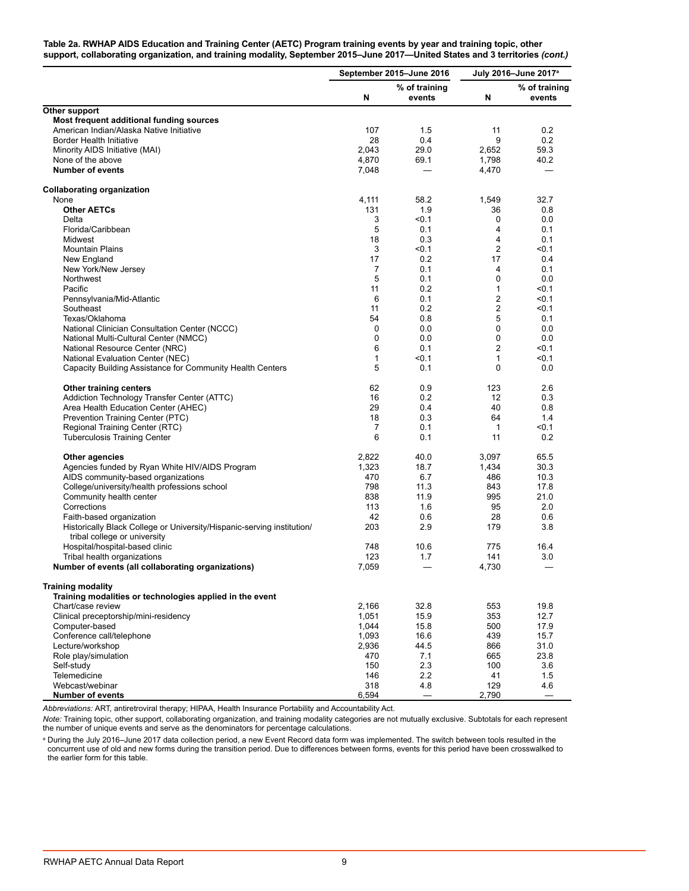**Table 2a. RWHAP AIDS Education and Training Center (AETC) Program training events by year and training topic, other support, collaborating organization, and training modality, September 2015–June 2017—United States and 3 territories *(cont.)***

| | September 2015–June 2016 | | July 2016–June 2017[a] | |
|---|---|---|---|---|
| | N | % of training events | N | % of training events |
| **Other support** | | | | |
| **Most frequent additional funding sources** | | | | |
| American Indian/Alaska Native Initiative | 107 | 1.5 | 11 | 0.2 |
| Border Health Initiative | 28 | 0.4 | 9 | 0.2 |
| Minority AIDS Initiative (MAI) | 2,043 | 29.0 | 2,652 | 59.3 |
| None of the above | 4,870 | 69.1 | 1,798 | 40.2 |
| **Number of events** | 7,048 | — | 4,470 | — |
| **Collaborating organization** | | | | |
| None | 4,111 | 58.2 | 1,549 | 32.7 |
| **Other AETCs** | 131 | 1.9 | 36 | 0.8 |
| Delta | 3 | <0.1 | 0 | 0.0 |
| Florida/Caribbean | 5 | 0.1 | 4 | 0.1 |
| Midwest | 18 | 0.3 | 4 | 0.1 |
| Mountain Plains | 3 | <0.1 | 2 | <0.1 |
| New England | 17 | 0.2 | 17 | 0.4 |
| New York/New Jersey | 7 | 0.1 | 4 | 0.1 |
| Northwest | 5 | 0.1 | 0 | 0.0 |
| Pacific | 11 | 0.2 | 1 | <0.1 |
| Pennsylvania/Mid-Atlantic | 6 | 0.1 | 2 | <0.1 |
| Southeast | 11 | 0.2 | 2 | <0.1 |
| Texas/Oklahoma | 54 | 0.8 | 5 | 0.1 |
| National Clinician Consultation Center (NCCC) | 0 | 0.0 | 0 | 0.0 |
| National Multi-Cultural Center (NMCC) | 0 | 0.0 | 0 | 0.0 |
| National Resource Center (NRC) | 6 | 0.1 | 2 | <0.1 |
| National Evaluation Center (NEC) | 1 | <0.1 | 1 | <0.1 |
| Capacity Building Assistance for Community Health Centers | 5 | 0.1 | 0 | 0.0 |
| **Other training centers** | 62 | 0.9 | 123 | 2.6 |
| Addiction Technology Transfer Center (ATTC) | 16 | 0.2 | 12 | 0.3 |
| Area Health Education Center (AHEC) | 29 | 0.4 | 40 | 0.8 |
| Prevention Training Center (PTC) | 18 | 0.3 | 64 | 1.4 |
| Regional Training Center (RTC) | 7 | 0.1 | 1 | <0.1 |
| Tuberculosis Training Center | 6 | 0.1 | 11 | 0.2 |
| **Other agencies** | 2,822 | 40.0 | 3,097 | 65.5 |
| Agencies funded by Ryan White HIV/AIDS Program | 1,323 | 18.7 | 1,434 | 30.3 |
| AIDS community-based organizations | 470 | 6.7 | 486 | 10.3 |
| College/university/health professions school | 798 | 11.3 | 843 | 17.8 |
| Community health center | 838 | 11.9 | 995 | 21.0 |
| Corrections | 113 | 1.6 | 95 | 2.0 |
| Faith-based organization | 42 | 0.6 | 28 | 0.6 |
| Historically Black College or University/Hispanic-serving institution/tribal college or university | 203 | 2.9 | 179 | 3.8 |
| Hospital/hospital-based clinic | 748 | 10.6 | 775 | 16.4 |
| Tribal health organizations | 123 | 1.7 | 141 | 3.0 |
| **Number of events (all collaborating organizations)** | 7,059 | — | 4,730 | — |
| **Training modality** | | | | |
| **Training modalities or technologies applied in the event** | | | | |
| Chart/case review | 2,166 | 32.8 | 553 | 19.8 |
| Clinical preceptorship/mini-residency | 1,051 | 15.9 | 353 | 12.7 |
| Computer-based | 1,044 | 15.8 | 500 | 17.9 |
| Conference call/telephone | 1,093 | 16.6 | 439 | 15.7 |
| Lecture/workshop | 2,936 | 44.5 | 866 | 31.0 |
| Role play/simulation | 470 | 7.1 | 665 | 23.8 |
| Self-study | 150 | 2.3 | 100 | 3.6 |
| Telemedicine | 146 | 2.2 | 41 | 1.5 |
| Webcast/webinar | 318 | 4.8 | 129 | 4.6 |
| **Number of events** | 6,594 | — | 2,790 | — |

*Abbreviations:* ART, antiretroviral therapy; HIPAA, Health Insurance Portability and Accountability Act.

*Note:* Training topic, other support, collaborating organization, and training modality categories are not mutually exclusive. Subtotals for each represent the number of unique events and serve as the denominators for percentage calculations.

[a] During the July 2016–June 2017 data collection period, a new Event Record data form was implemented. The switch between tools resulted in the concurrent use of old and new forms during the transition period. Due to differences between forms, events for this period have been crosswalked to the earlier form for this table.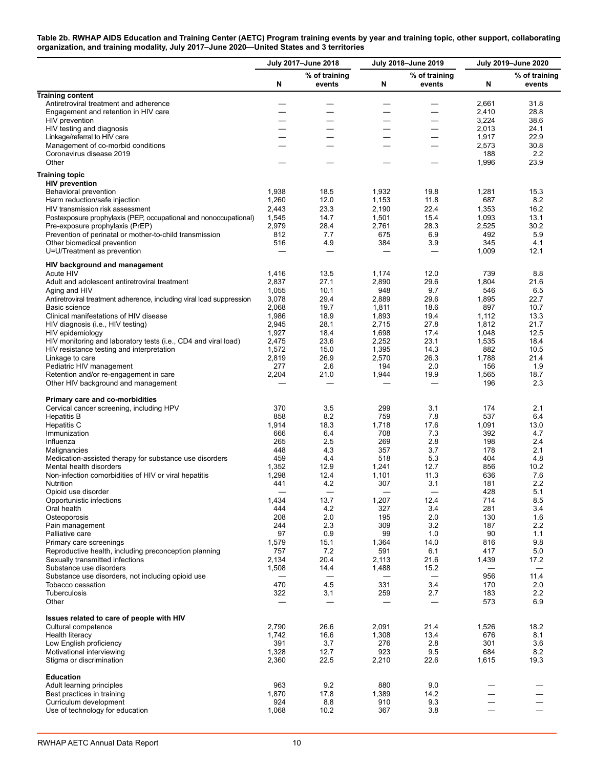**Table 2b. RWHAP AIDS Education and Training Center (AETC) Program training events by year and training topic, other support, collaborating organization, and training modality, July 2017–June 2020—United States and 3 territories**

| | July 2017–June 2018 | | July 2018–June 2019 | | July 2019–June 2020 | |
|---|---|---|---|---|---|---|
| | N | % of training events | N | % of training events | N | % of training events |
| **Training content** | | | | | | |
| Antiretroviral treatment and adherence | — | — | — | — | 2,661 | 31.8 |
| Engagement and retention in HIV care | — | — | — | — | 2,410 | 28.8 |
| HIV prevention | — | — | — | — | 3,224 | 38.6 |
| HIV testing and diagnosis | — | — | — | — | 2,013 | 24.1 |
| Linkage/referral to HIV care | — | — | — | — | 1,917 | 22.9 |
| Management of co-morbid conditions | — | — | — | — | 2,573 | 30.8 |
| Coronavirus disease 2019 | | | | | 188 | 2.2 |
| Other | — | — | — | — | 1,996 | 23.9 |
| **Training topic** | | | | | | |
| **HIV prevention** | | | | | | |
| Behavioral prevention | 1,938 | 18.5 | 1,932 | 19.8 | 1,281 | 15.3 |
| Harm reduction/safe injection | 1,260 | 12.0 | 1,153 | 11.8 | 687 | 8.2 |
| HIV transmission risk assessment | 2,443 | 23.3 | 2,190 | 22.4 | 1,353 | 16.2 |
| Postexposure prophylaxis (PEP, occupational and nonoccupational) | 1,545 | 14.7 | 1,501 | 15.4 | 1,093 | 13.1 |
| Pre-exposure prophylaxis (PrEP) | 2,979 | 28.4 | 2,761 | 28.3 | 2,525 | 30.2 |
| Prevention of perinatal or mother-to-child transmission | 812 | 7.7 | 675 | 6.9 | 492 | 5.9 |
| Other biomedical prevention | 516 | 4.9 | 384 | 3.9 | 345 | 4.1 |
| U=U/Treatment as prevention | — | — | — | — | 1,009 | 12.1 |
| **HIV background and management** | | | | | | |
| Acute HIV | 1,416 | 13.5 | 1,174 | 12.0 | 739 | 8.8 |
| Adult and adolescent antiretroviral treatment | 2,837 | 27.1 | 2,890 | 29.6 | 1,804 | 21.6 |
| Aging and HIV | 1,055 | 10.1 | 948 | 9.7 | 546 | 6.5 |
| Antiretroviral treatment adherence, including viral load suppression | 3,078 | 29.4 | 2,889 | 29.6 | 1,895 | 22.7 |
| Basic science | 2,068 | 19.7 | 1,811 | 18.6 | 897 | 10.7 |
| Clinical manifestations of HIV disease | 1,986 | 18.9 | 1,893 | 19.4 | 1,112 | 13.3 |
| HIV diagnosis (i.e., HIV testing) | 2,945 | 28.1 | 2,715 | 27.8 | 1,812 | 21.7 |
| HIV epidemiology | 1,927 | 18.4 | 1,698 | 17.4 | 1,048 | 12.5 |
| HIV monitoring and laboratory tests (i.e., CD4 and viral load) | 2,475 | 23.6 | 2,252 | 23.1 | 1,535 | 18.4 |
| HIV resistance testing and interpretation | 1,572 | 15.0 | 1,395 | 14.3 | 882 | 10.5 |
| Linkage to care | 2,819 | 26.9 | 2,570 | 26.3 | 1,788 | 21.4 |
| Pediatric HIV management | 277 | 2.6 | 194 | 2.0 | 156 | 1.9 |
| Retention and/or re-engagement in care | 2,204 | 21.0 | 1,944 | 19.9 | 1,565 | 18.7 |
| Other HIV background and management | — | — | — | — | 196 | 2.3 |
| **Primary care and co-morbidities** | | | | | | |
| Cervical cancer screening, including HPV | 370 | 3.5 | 299 | 3.1 | 174 | 2.1 |
| Hepatitis B | 858 | 8.2 | 759 | 7.8 | 537 | 6.4 |
| Hepatitis C | 1,914 | 18.3 | 1,718 | 17.6 | 1,091 | 13.0 |
| Immunization | 666 | 6.4 | 708 | 7.3 | 392 | 4.7 |
| Influenza | 265 | 2.5 | 269 | 2.8 | 198 | 2.4 |
| Malignancies | 448 | 4.3 | 357 | 3.7 | 178 | 2.1 |
| Medication-assisted therapy for substance use disorders | 459 | 4.4 | 518 | 5.3 | 404 | 4.8 |
| Mental health disorders | 1,352 | 12.9 | 1,241 | 12.7 | 856 | 10.2 |
| Non-infection comorbidities of HIV or viral hepatitis | 1,298 | 12.4 | 1,101 | 11.3 | 636 | 7.6 |
| Nutrition | 441 | 4.2 | 307 | 3.1 | 181 | 2.2 |
| Opioid use disorder | — | — | — | — | 428 | 5.1 |
| Opportunistic infections | 1,434 | 13.7 | 1,207 | 12.4 | 714 | 8.5 |
| Oral health | 444 | 4.2 | 327 | 3.4 | 281 | 3.4 |
| Osteoporosis | 208 | 2.0 | 195 | 2.0 | 130 | 1.6 |
| Pain management | 244 | 2.3 | 309 | 3.2 | 187 | 2.2 |
| Palliative care | 97 | 0.9 | 99 | 1.0 | 90 | 1.1 |
| Primary care screenings | 1,579 | 15.1 | 1,364 | 14.0 | 816 | 9.8 |
| Reproductive health, including preconception planning | 757 | 7.2 | 591 | 6.1 | 417 | 5.0 |
| Sexually transmitted infections | 2,134 | 20.4 | 2,113 | 21.6 | 1,439 | 17.2 |
| Substance use disorders | 1,508 | 14.4 | 1,488 | 15.2 | — | — |
| Substance use disorders, not including opioid use | — | — | — | — | 956 | 11.4 |
| Tobacco cessation | 470 | 4.5 | 331 | 3.4 | 170 | 2.0 |
| Tuberculosis | 322 | 3.1 | 259 | 2.7 | 183 | 2.2 |
| Other | — | — | — | — | 573 | 6.9 |
| **Issues related to care of people with HIV** | | | | | | |
| Cultural competence | 2,790 | 26.6 | 2,091 | 21.4 | 1,526 | 18.2 |
| Health literacy | 1,742 | 16.6 | 1,308 | 13.4 | 676 | 8.1 |
| Low English proficiency | 391 | 3.7 | 276 | 2.8 | 301 | 3.6 |
| Motivational interviewing | 1,328 | 12.7 | 923 | 9.5 | 684 | 8.2 |
| Stigma or discrimination | 2,360 | 22.5 | 2,210 | 22.6 | 1,615 | 19.3 |
| **Education** | | | | | | |
| Adult learning principles | 963 | 9.2 | 880 | 9.0 | — | — |
| Best practices in training | 1,870 | 17.8 | 1,389 | 14.2 | — | — |
| Curriculum development | 924 | 8.8 | 910 | 9.3 | — | — |
| Use of technology for education | 1,068 | 10.2 | 367 | 3.8 | — | — |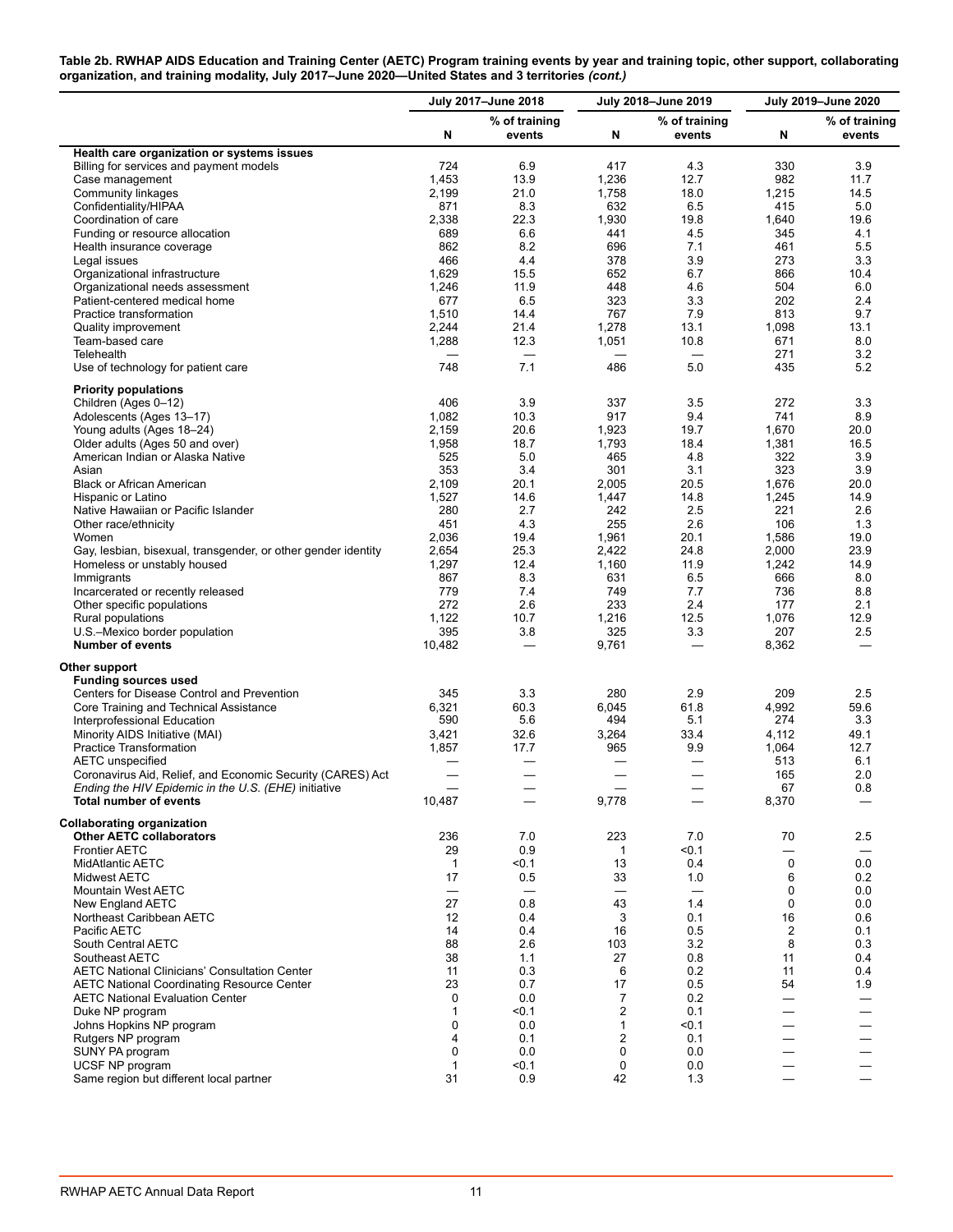**Table 2b. RWHAP AIDS Education and Training Center (AETC) Program training events by year and training topic, other support, collaborating organization, and training modality, July 2017–June 2020—United States and 3 territories *(cont.)***

| | July 2017–June 2018 | | July 2018–June 2019 | | July 2019–June 2020 | |
|---|---|---|---|---|---|---|
| | N | % of training events | N | % of training events | N | % of training events |
| **Health care organization or systems issues** | | | | | | |
| Billing for services and payment models | 724 | 6.9 | 417 | 4.3 | 330 | 3.9 |
| Case management | 1,453 | 13.9 | 1,236 | 12.7 | 982 | 11.7 |
| Community linkages | 2,199 | 21.0 | 1,758 | 18.0 | 1,215 | 14.5 |
| Confidentiality/HIPAA | 871 | 8.3 | 632 | 6.5 | 415 | 5.0 |
| Coordination of care | 2,338 | 22.3 | 1,930 | 19.8 | 1,640 | 19.6 |
| Funding or resource allocation | 689 | 6.6 | 441 | 4.5 | 345 | 4.1 |
| Health insurance coverage | 862 | 8.2 | 696 | 7.1 | 461 | 5.5 |
| Legal issues | 466 | 4.4 | 378 | 3.9 | 273 | 3.3 |
| Organizational infrastructure | 1,629 | 15.5 | 652 | 6.7 | 866 | 10.4 |
| Organizational needs assessment | 1,246 | 11.9 | 448 | 4.6 | 504 | 6.0 |
| Patient-centered medical home | 677 | 6.5 | 323 | 3.3 | 202 | 2.4 |
| Practice transformation | 1,510 | 14.4 | 767 | 7.9 | 813 | 9.7 |
| Quality improvement | 2,244 | 21.4 | 1,278 | 13.1 | 1,098 | 13.1 |
| Team-based care | 1,288 | 12.3 | 1,051 | 10.8 | 671 | 8.0 |
| Telehealth | — | — | — | — | 271 | 3.2 |
| Use of technology for patient care | 748 | 7.1 | 486 | 5.0 | 435 | 5.2 |
| **Priority populations** | | | | | | |
| Children (Ages 0–12) | 406 | 3.9 | 337 | 3.5 | 272 | 3.3 |
| Adolescents (Ages 13–17) | 1,082 | 10.3 | 917 | 9.4 | 741 | 8.9 |
| Young adults (Ages 18–24) | 2,159 | 20.6 | 1,923 | 19.7 | 1,670 | 20.0 |
| Older adults (Ages 50 and over) | 1,958 | 18.7 | 1,793 | 18.4 | 1,381 | 16.5 |
| American Indian or Alaska Native | 525 | 5.0 | 465 | 4.8 | 322 | 3.9 |
| Asian | 353 | 3.4 | 301 | 3.1 | 323 | 3.9 |
| Black or African American | 2,109 | 20.1 | 2,005 | 20.5 | 1,676 | 20.0 |
| Hispanic or Latino | 1,527 | 14.6 | 1,447 | 14.8 | 1,245 | 14.9 |
| Native Hawaiian or Pacific Islander | 280 | 2.7 | 242 | 2.5 | 221 | 2.6 |
| Other race/ethnicity | 451 | 4.3 | 255 | 2.6 | 106 | 1.3 |
| Women | 2,036 | 19.4 | 1,961 | 20.1 | 1,586 | 19.0 |
| Gay, lesbian, bisexual, transgender, or other gender identity | 2,654 | 25.3 | 2,422 | 24.8 | 2,000 | 23.9 |
| Homeless or unstably housed | 1,297 | 12.4 | 1,160 | 11.9 | 1,242 | 14.9 |
| Immigrants | 867 | 8.3 | 631 | 6.5 | 666 | 8.0 |
| Incarcerated or recently released | 779 | 7.4 | 749 | 7.7 | 736 | 8.8 |
| Other specific populations | 272 | 2.6 | 233 | 2.4 | 177 | 2.1 |
| Rural populations | 1,122 | 10.7 | 1,216 | 12.5 | 1,076 | 12.9 |
| U.S.–Mexico border population | 395 | 3.8 | 325 | 3.3 | 207 | 2.5 |
| **Number of events** | 10,482 | — | 9,761 | — | 8,362 | — |
| **Other support** | | | | | | |
| **Funding sources used** | | | | | | |
| Centers for Disease Control and Prevention | 345 | 3.3 | 280 | 2.9 | 209 | 2.5 |
| Core Training and Technical Assistance | 6,321 | 60.3 | 6,045 | 61.8 | 4,992 | 59.6 |
| Interprofessional Education | 590 | 5.6 | 494 | 5.1 | 274 | 3.3 |
| Minority AIDS Initiative (MAI) | 3,421 | 32.6 | 3,264 | 33.4 | 4,112 | 49.1 |
| Practice Transformation | 1,857 | 17.7 | 965 | 9.9 | 1,064 | 12.7 |
| AETC unspecified | — | — | — | — | 513 | 6.1 |
| Coronavirus Aid, Relief, and Economic Security (CARES) Act | — | — | — | — | 165 | 2.0 |
| *Ending the HIV Epidemic in the U.S. (EHE)* initiative | — | — | — | — | 67 | 0.8 |
| **Total number of events** | 10,487 | — | 9,778 | — | 8,370 | — |
| **Collaborating organization** | | | | | | |
| **Other AETC collaborators** | 236 | 7.0 | 223 | 7.0 | 70 | 2.5 |
| Frontier AETC | 29 | 0.9 | 1 | <0.1 | — | — |
| MidAtlantic AETC | 1 | <0.1 | 13 | 0.4 | 0 | 0.0 |
| Midwest AETC | 17 | 0.5 | 33 | 1.0 | 6 | 0.2 |
| Mountain West AETC | — | — | — | — | 0 | 0.0 |
| New England AETC | 27 | 0.8 | 43 | 1.4 | 0 | 0.0 |
| Northeast Caribbean AETC | 12 | 0.4 | 3 | 0.1 | 16 | 0.6 |
| Pacific AETC | 14 | 0.4 | 16 | 0.5 | 2 | 0.1 |
| South Central AETC | 88 | 2.6 | 103 | 3.2 | 8 | 0.3 |
| Southeast AETC | 38 | 1.1 | 27 | 0.8 | 11 | 0.4 |
| AETC National Clinicians' Consultation Center | 11 | 0.3 | 6 | 0.2 | 11 | 0.4 |
| AETC National Coordinating Resource Center | 23 | 0.7 | 17 | 0.5 | 54 | 1.9 |
| AETC National Evaluation Center | 0 | 0.0 | 7 | 0.2 | — | — |
| Duke NP program | 1 | <0.1 | 2 | 0.1 | — | — |
| Johns Hopkins NP program | 0 | 0.0 | 1 | <0.1 | — | — |
| Rutgers NP program | 4 | 0.1 | 2 | 0.1 | — | — |
| SUNY PA program | 0 | 0.0 | 0 | 0.0 | — | — |
| UCSF NP program | 1 | <0.1 | 0 | 0.0 | — | — |
| Same region but different local partner | 31 | 0.9 | 42 | 1.3 | — | — |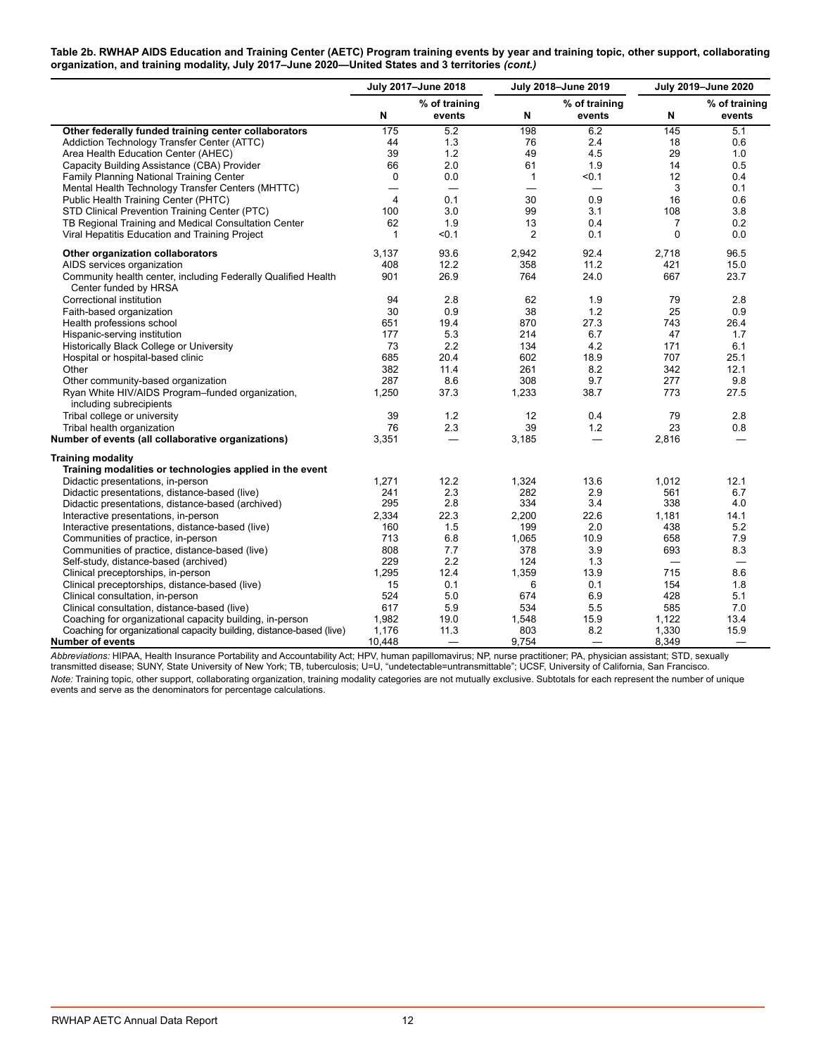**Table 2b. RWHAP AIDS Education and Training Center (AETC) Program training events by year and training topic, other support, collaborating organization, and training modality, July 2017–June 2020—United States and 3 territories *(cont.)***

| | July 2017–June 2018 | | July 2018–June 2019 | | July 2019–June 2020 | |
|---|---|---|---|---|---|---|
| | N | % of training events | N | % of training events | N | % of training events |
| **Other federally funded training center collaborators** | 175 | 5.2 | 198 | 6.2 | 145 | 5.1 |
| Addiction Technology Transfer Center (ATTC) | 44 | 1.3 | 76 | 2.4 | 18 | 0.6 |
| Area Health Education Center (AHEC) | 39 | 1.2 | 49 | 4.5 | 29 | 1.0 |
| Capacity Building Assistance (CBA) Provider | 66 | 2.0 | 61 | 1.9 | 14 | 0.5 |
| Family Planning National Training Center | 0 | 0.0 | 1 | <0.1 | 12 | 0.4 |
| Mental Health Technology Transfer Centers (MHTTC) | — | — | — | — | 3 | 0.1 |
| Public Health Training Center (PHTC) | 4 | 0.1 | 30 | 0.9 | 16 | 0.6 |
| STD Clinical Prevention Training Center (PTC) | 100 | 3.0 | 99 | 3.1 | 108 | 3.8 |
| TB Regional Training and Medical Consultation Center | 62 | 1.9 | 13 | 0.4 | 7 | 0.2 |
| Viral Hepatitis Education and Training Project | 1 | <0.1 | 2 | 0.1 | 0 | 0.0 |
| **Other organization collaborators** | 3,137 | 93.6 | 2,942 | 92.4 | 2,718 | 96.5 |
| AIDS services organization | 408 | 12.2 | 358 | 11.2 | 421 | 15.0 |
| Community health center, including Federally Qualified Health Center funded by HRSA | 901 | 26.9 | 764 | 24.0 | 667 | 23.7 |
| Correctional institution | 94 | 2.8 | 62 | 1.9 | 79 | 2.8 |
| Faith-based organization | 30 | 0.9 | 38 | 1.2 | 25 | 0.9 |
| Health professions school | 651 | 19.4 | 870 | 27.3 | 743 | 26.4 |
| Hispanic-serving institution | 177 | 5.3 | 214 | 6.7 | 47 | 1.7 |
| Historically Black College or University | 73 | 2.2 | 134 | 4.2 | 171 | 6.1 |
| Hospital or hospital-based clinic | 685 | 20.4 | 602 | 18.9 | 707 | 25.1 |
| Other | 382 | 11.4 | 261 | 8.2 | 342 | 12.1 |
| Other community-based organization | 287 | 8.6 | 308 | 9.7 | 277 | 9.8 |
| Ryan White HIV/AIDS Program–funded organization, including subrecipients | 1,250 | 37.3 | 1,233 | 38.7 | 773 | 27.5 |
| Tribal college or university | 39 | 1.2 | 12 | 0.4 | 79 | 2.8 |
| Tribal health organization | 76 | 2.3 | 39 | 1.2 | 23 | 0.8 |
| **Number of events (all collaborative organizations)** | 3,351 | — | 3,185 | — | 2,816 | — |
| **Training modality** | | | | | | |
| **Training modalities or technologies applied in the event** | | | | | | |
| Didactic presentations, in-person | 1,271 | 12.2 | 1,324 | 13.6 | 1,012 | 12.1 |
| Didactic presentations, distance-based (live) | 241 | 2.3 | 282 | 2.9 | 561 | 6.7 |
| Didactic presentations, distance-based (archived) | 295 | 2.8 | 334 | 3.4 | 338 | 4.0 |
| Interactive presentations, in-person | 2,334 | 22.3 | 2,200 | 22.6 | 1,181 | 14.1 |
| Interactive presentations, distance-based (live) | 160 | 1.5 | 199 | 2.0 | 438 | 5.2 |
| Communities of practice, in-person | 713 | 6.8 | 1,065 | 10.9 | 658 | 7.9 |
| Communities of practice, distance-based (live) | 808 | 7.7 | 378 | 3.9 | 693 | 8.3 |
| Self-study, distance-based (archived) | 229 | 2.2 | 124 | 1.3 | — | — |
| Clinical preceptorships, in-person | 1,295 | 12.4 | 1,359 | 13.9 | 715 | 8.6 |
| Clinical preceptorships, distance-based (live) | 15 | 0.1 | 6 | 0.1 | 154 | 1.8 |
| Clinical consultation, in-person | 524 | 5.0 | 674 | 6.9 | 428 | 5.1 |
| Clinical consultation, distance-based (live) | 617 | 5.9 | 534 | 5.5 | 585 | 7.0 |
| Coaching for organizational capacity building, in-person | 1,982 | 19.0 | 1,548 | 15.9 | 1,122 | 13.4 |
| Coaching for organizational capacity building, distance-based (live) | 1,176 | 11.3 | 803 | 8.2 | 1,330 | 15.9 |
| **Number of events** | 10,448 | — | 9,754 | — | 8,349 | — |

*Abbreviations:* HIPAA, Health Insurance Portability and Accountability Act; HPV, human papillomavirus; NP, nurse practitioner; PA, physician assistant; STD, sexually transmitted disease; SUNY, State University of New York; TB, tuberculosis; U=U, "undetectable=untransmittable"; UCSF, University of California, San Francisco.

*Note:* Training topic, other support, collaborating organization, training modality categories are not mutually exclusive. Subtotals for each represent the number of unique events and serve as the denominators for percentage calculations.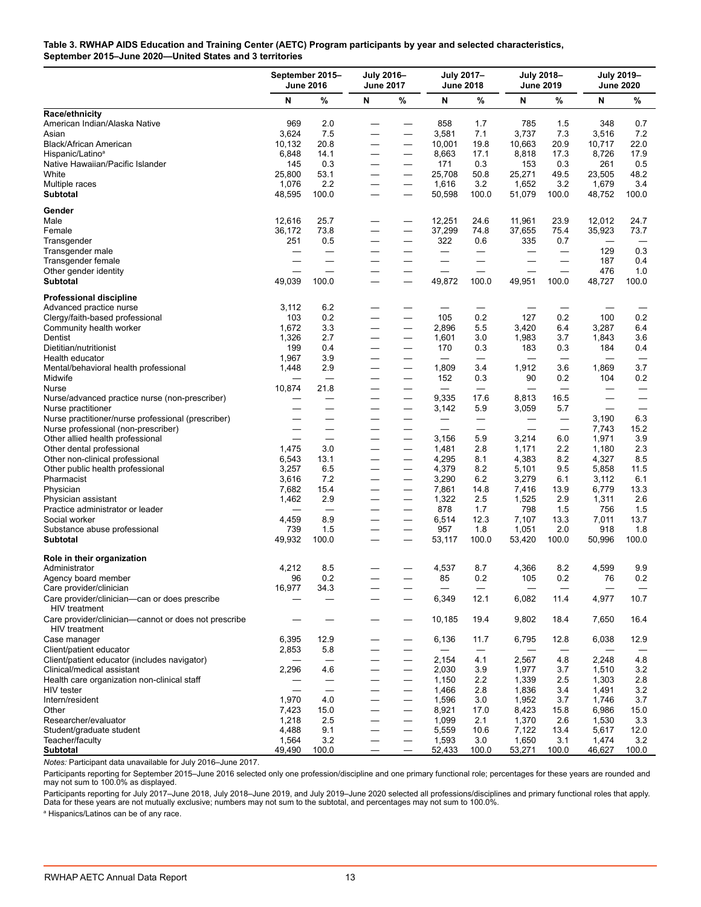**Table 3. RWHAP AIDS Education and Training Center (AETC) Program participants by year and selected characteristics, September 2015–June 2020—United States and 3 territories**

| | September 2015–June 2016 | | July 2016–June 2017 | | July 2017–June 2018 | | July 2018–June 2019 | | July 2019–June 2020 | |
|---|---|---|---|---|---|---|---|---|---|---|
| | N | % | N | % | N | % | N | % | N | % |
| **Race/ethnicity** | | | | | | | | | | |
| American Indian/Alaska Native | 969 | 2.0 | — | — | 858 | 1.7 | 785 | 1.5 | 348 | 0.7 |
| Asian | 3,624 | 7.5 | — | — | 3,581 | 7.1 | 3,737 | 7.3 | 3,516 | 7.2 |
| Black/African American | 10,132 | 20.8 | — | — | 10,001 | 19.8 | 10,663 | 20.9 | 10,717 | 22.0 |
| Hispanic/Latino[a] | 6,848 | 14.1 | — | — | 8,663 | 17.1 | 8,818 | 17.3 | 8,726 | 17.9 |
| Native Hawaiian/Pacific Islander | 145 | 0.3 | — | — | 171 | 0.3 | 153 | 0.3 | 261 | 0.5 |
| White | 25,800 | 53.1 | — | — | 25,708 | 50.8 | 25,271 | 49.5 | 23,505 | 48.2 |
| Multiple races | 1,076 | 2.2 | — | — | 1,616 | 3.2 | 1,652 | 3.2 | 1,679 | 3.4 |
| **Subtotal** | 48,595 | 100.0 | — | — | 50,598 | 100.0 | 51,079 | 100.0 | 48,752 | 100.0 |
| **Gender** | | | | | | | | | | |
| Male | 12,616 | 25.7 | — | — | 12,251 | 24.6 | 11,961 | 23.9 | 12,012 | 24.7 |
| Female | 36,172 | 73.8 | — | — | 37,299 | 74.8 | 37,655 | 75.4 | 35,923 | 73.7 |
| Transgender | 251 | 0.5 | — | — | 322 | 0.6 | 335 | 0.7 | — | — |
| Transgender male | — | — | — | — | — | — | — | — | 129 | 0.3 |
| Transgender female | — | — | — | — | — | — | — | — | 187 | 0.4 |
| Other gender identity | — | — | — | — | — | — | — | — | 476 | 1.0 |
| **Subtotal** | 49,039 | 100.0 | — | — | 49,872 | 100.0 | 49,951 | 100.0 | 48,727 | 100.0 |
| **Professional discipline** | | | | | | | | | | |
| Advanced practice nurse | 3,112 | 6.2 | — | — | — | — | — | — | — | — |
| Clergy/faith-based professional | 103 | 0.2 | — | — | 105 | 0.2 | 127 | 0.2 | 100 | 0.2 |
| Community health worker | 1,672 | 3.3 | — | — | 2,896 | 5.5 | 3,420 | 6.4 | 3,287 | 6.4 |
| Dentist | 1,326 | 2.7 | — | — | 1,601 | 3.0 | 1,983 | 3.7 | 1,843 | 3.6 |
| Dietitian/nutritionist | 199 | 0.4 | — | — | 170 | 0.3 | 183 | 0.3 | 184 | 0.4 |
| Health educator | 1,967 | 3.9 | — | — | — | — | — | — | — | — |
| Mental/behavioral health professional | 1,448 | 2.9 | — | — | 1,809 | 3.4 | 1,912 | 3.6 | 1,869 | 3.7 |
| Midwife | — | — | — | — | 152 | 0.3 | 90 | 0.2 | 104 | 0.2 |
| Nurse | 10,874 | 21.8 | — | — | — | — | — | — | — | — |
| Nurse/advanced practice nurse (non-prescriber) | — | — | — | — | 9,335 | 17.6 | 8,813 | 16.5 | — | — |
| Nurse practitioner | — | — | — | — | 3,142 | 5.9 | 3,059 | 5.7 | — | — |
| Nurse practitioner/nurse professional (prescriber) | — | — | — | — | — | — | — | — | 3,190 | 6.3 |
| Nurse professional (non-prescriber) | — | — | — | — | — | — | — | — | 7,743 | 15.2 |
| Other allied health professional | — | — | — | — | 3,156 | 5.9 | 3,214 | 6.0 | 1,971 | 3.9 |
| Other dental professional | 1,475 | 3.0 | — | — | 1,481 | 2.8 | 1,171 | 2.2 | 1,180 | 2.3 |
| Other non-clinical professional | 6,543 | 13.1 | — | — | 4,295 | 8.1 | 4,383 | 8.2 | 4,327 | 8.5 |
| Other public health professional | 3,257 | 6.5 | — | — | 4,379 | 8.2 | 5,101 | 9.5 | 5,858 | 11.5 |
| Pharmacist | 3,616 | 7.2 | — | — | 3,290 | 6.2 | 3,279 | 6.1 | 3,112 | 6.1 |
| Physician | 7,682 | 15.4 | — | — | 7,861 | 14.8 | 7,416 | 13.9 | 6,779 | 13.3 |
| Physician assistant | 1,462 | 2.9 | — | — | 1,322 | 2.5 | 1,525 | 2.9 | 1,311 | 2.6 |
| Practice administrator or leader | — | — | — | — | 878 | 1.7 | 798 | 1.5 | 756 | 1.5 |
| Social worker | 4,459 | 8.9 | — | — | 6,514 | 12.3 | 7,107 | 13.3 | 7,011 | 13.7 |
| Substance abuse professional | 739 | 1.5 | — | — | 957 | 1.8 | 1,051 | 2.0 | 918 | 1.8 |
| **Subtotal** | 49,932 | 100.0 | — | — | 53,117 | 100.0 | 53,420 | 100.0 | 50,996 | 100.0 |
| **Role in their organization** | | | | | | | | | | |
| Administrator | 4,212 | 8.5 | — | — | 4,537 | 8.7 | 4,366 | 8.2 | 4,599 | 9.9 |
| Agency board member | 96 | 0.2 | — | — | 85 | 0.2 | 105 | 0.2 | 76 | 0.2 |
| Care provider/clinician | 16,977 | 34.3 | — | — | — | — | — | — | — | — |
| Care provider/clinician—can or does prescribe HIV treatment | — | — | — | — | 6,349 | 12.1 | 6,082 | 11.4 | 4,977 | 10.7 |
| Care provider/clinician—cannot or does not prescribe HIV treatment | — | — | — | — | 10,185 | 19.4 | 9,802 | 18.4 | 7,650 | 16.4 |
| Case manager | 6,395 | 12.9 | — | — | 6,136 | 11.7 | 6,795 | 12.8 | 6,038 | 12.9 |
| Client/patient educator | 2,853 | 5.8 | — | — | — | — | — | — | — | — |
| Client/patient educator (includes navigator) | — | — | — | — | 2,154 | 4.1 | 2,567 | 4.8 | 2,248 | 4.8 |
| Clinical/medical assistant | 2,296 | 4.6 | — | — | 2,030 | 3.9 | 1,977 | 3.7 | 1,510 | 3.2 |
| Health care organization non-clinical staff | — | — | — | — | 1,150 | 2.2 | 1,339 | 2.5 | 1,303 | 2.8 |
| HIV tester | — | — | — | — | 1,466 | 2.8 | 1,836 | 3.4 | 1,491 | 3.2 |
| Intern/resident | 1,970 | 4.0 | — | — | 1,596 | 3.0 | 1,952 | 3.7 | 1,746 | 3.7 |
| Other | 7,423 | 15.0 | — | — | 8,921 | 17.0 | 8,423 | 15.8 | 6,986 | 15.0 |
| Researcher/evaluator | 1,218 | 2.5 | — | — | 1,099 | 2.1 | 1,370 | 2.6 | 1,530 | 3.3 |
| Student/graduate student | 4,488 | 9.1 | — | — | 5,559 | 10.6 | 7,122 | 13.4 | 5,617 | 12.0 |
| Teacher/faculty | 1,564 | 3.2 | — | — | 1,593 | 3.0 | 1,650 | 3.1 | 1,474 | 3.2 |
| **Subtotal** | 49,490 | 100.0 | — | — | 52,433 | 100.0 | 53,271 | 100.0 | 46,627 | 100.0 |

*Notes:* Participant data unavailable for July 2016–June 2017.

Participants reporting for September 2015–June 2016 selected only one profession/discipline and one primary functional role; percentages for these years are rounded and may not sum to 100.0% as displayed.

Participants reporting for July 2017–June 2018, July 2018–June 2019, and July 2019–June 2020 selected all professions/disciplines and primary functional roles that apply. Data for these years are not mutually exclusive; numbers may not sum to the subtotal, and percentages may not sum to 100.0%.

[a] Hispanics/Latinos can be of any race.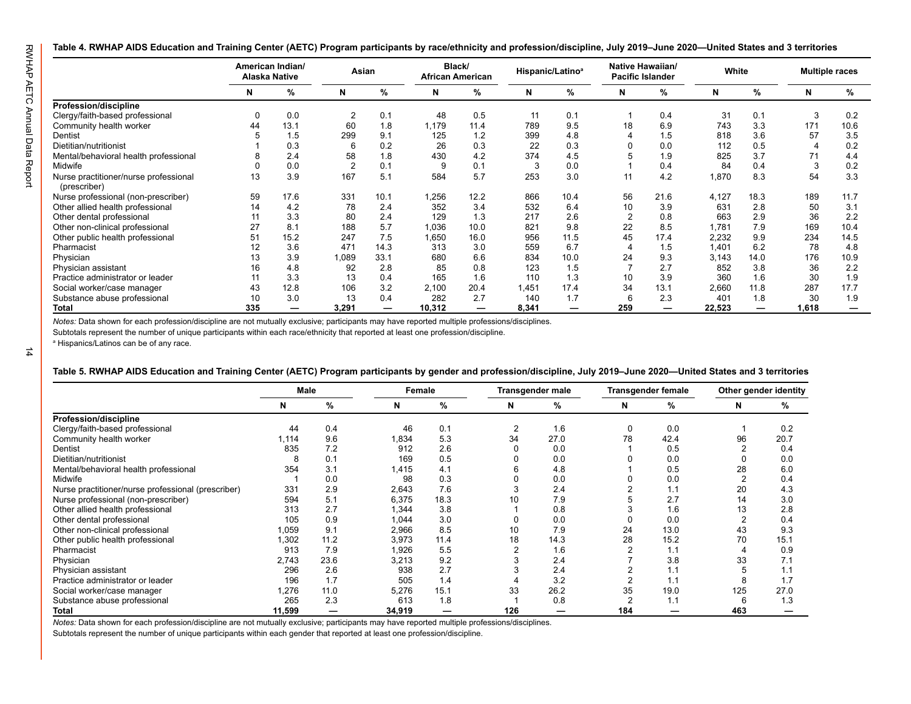**Table 4. RWHAP AIDS Education and Training Center (AETC) Program participants by race/ethnicity and profession/discipline, July 2019–June 2020—United States and 3 territories**

| | American Indian/ Alaska Native | | Asian | | Black/ African American | | Hispanic/Latino[a] | | Native Hawaiian/ Pacific Islander | | White | | Multiple races | |
|---|---|---|---|---|---|---|---|---|---|---|---|---|---|---|
| | N | % | N | % | N | % | N | % | N | % | N | % | N | % |
| **Profession/discipline** | | | | | | | | | | | | | | |
| Clergy/faith-based professional | 0 | 0.0 | 2 | 0.1 | 48 | 0.5 | 11 | 0.1 | 1 | 0.4 | 31 | 0.1 | 3 | 0.2 |
| Community health worker | 44 | 13.1 | 60 | 1.8 | 1,179 | 11.4 | 789 | 9.5 | 18 | 6.9 | 743 | 3.3 | 171 | 10.6 |
| Dentist | 5 | 1.5 | 299 | 9.1 | 125 | 1.2 | 399 | 4.8 | 4 | 1.5 | 818 | 3.6 | 57 | 3.5 |
| Dietitian/nutritionist | 1 | 0.3 | 6 | 0.2 | 26 | 0.3 | 22 | 0.3 | 0 | 0.0 | 112 | 0.5 | 4 | 0.2 |
| Mental/behavioral health professional | 8 | 2.4 | 58 | 1.8 | 430 | 4.2 | 374 | 4.5 | 5 | 1.9 | 825 | 3.7 | 71 | 4.4 |
| Midwife | 0 | 0.0 | 2 | 0.1 | 9 | 0.1 | 3 | 0.0 | 1 | 0.4 | 84 | 0.4 | 3 | 0.2 |
| Nurse practitioner/nurse professional (prescriber) | 13 | 3.9 | 167 | 5.1 | 584 | 5.7 | 253 | 3.0 | 11 | 4.2 | 1,870 | 8.3 | 54 | 3.3 |
| Nurse professional (non-prescriber) | 59 | 17.6 | 331 | 10.1 | 1,256 | 12.2 | 866 | 10.4 | 56 | 21.6 | 4,127 | 18.3 | 189 | 11.7 |
| Other allied health professional | 14 | 4.2 | 78 | 2.4 | 352 | 3.4 | 532 | 6.4 | 10 | 3.9 | 631 | 2.8 | 50 | 3.1 |
| Other dental professional | 11 | 3.3 | 80 | 2.4 | 129 | 1.3 | 217 | 2.6 | 2 | 0.8 | 663 | 2.9 | 36 | 2.2 |
| Other non-clinical professional | 27 | 8.1 | 188 | 5.7 | 1,036 | 10.0 | 821 | 9.8 | 22 | 8.5 | 1,781 | 7.9 | 169 | 10.4 |
| Other public health professional | 51 | 15.2 | 247 | 7.5 | 1,650 | 16.0 | 956 | 11.5 | 45 | 17.4 | 2,232 | 9.9 | 234 | 14.5 |
| Pharmacist | 12 | 3.6 | 471 | 14.3 | 313 | 3.0 | 559 | 6.7 | 4 | 1.5 | 1,401 | 6.2 | 78 | 4.8 |
| Physician | 13 | 3.9 | 1,089 | 33.1 | 680 | 6.6 | 834 | 10.0 | 24 | 9.3 | 3,143 | 14.0 | 176 | 10.9 |
| Physician assistant | 16 | 4.8 | 92 | 2.8 | 85 | 0.8 | 123 | 1.5 | 7 | 2.7 | 852 | 3.8 | 36 | 2.2 |
| Practice administrator or leader | 11 | 3.3 | 13 | 0.4 | 165 | 1.6 | 110 | 1.3 | 10 | 3.9 | 360 | 1.6 | 30 | 1.9 |
| Social worker/case manager | 43 | 12.8 | 106 | 3.2 | 2,100 | 20.4 | 1,451 | 17.4 | 34 | 13.1 | 2,660 | 11.8 | 287 | 17.7 |
| Substance abuse professional | 10 | 3.0 | 13 | 0.4 | 282 | 2.7 | 140 | 1.7 | 6 | 2.3 | 401 | 1.8 | 30 | 1.9 |
| **Total** | **335** | — | **3,291** | — | **10,312** | — | **8,341** | — | **259** | — | **22,523** | — | **1,618** | — |

*Notes:* Data shown for each profession/discipline are not mutually exclusive; participants may have reported multiple professions/disciplines.

Subtotals represent the number of unique participants within each race/ethnicity that reported at least one profession/discipline.

[a] Hispanics/Latinos can be of any race.

**Table 5. RWHAP AIDS Education and Training Center (AETC) Program participants by gender and profession/discipline, July 2019–June 2020—United States and 3 territories**

| | Male | | Female | | Transgender male | | Transgender female | | Other gender identity | |
|---|---|---|---|---|---|---|---|---|---|---|
| | N | % | N | % | N | % | N | % | N | % |
| **Profession/discipline** | | | | | | | | | | |
| Clergy/faith-based professional | 44 | 0.4 | 46 | 0.1 | 2 | 1.6 | 0 | 0.0 | 1 | 0.2 |
| Community health worker | 1,114 | 9.6 | 1,834 | 5.3 | 34 | 27.0 | 78 | 42.4 | 96 | 20.7 |
| Dentist | 835 | 7.2 | 912 | 2.6 | 0 | 0.0 | 1 | 0.5 | 2 | 0.4 |
| Dietitian/nutritionist | 8 | 0.1 | 169 | 0.5 | 0 | 0.0 | 0 | 0.0 | 0 | 0.0 |
| Mental/behavioral health professional | 354 | 3.1 | 1,415 | 4.1 | 6 | 4.8 | 1 | 0.5 | 28 | 6.0 |
| Midwife | 1 | 0.0 | 98 | 0.3 | 0 | 0.0 | 0 | 0.0 | 2 | 0.4 |
| Nurse practitioner/nurse professional (prescriber) | 331 | 2.9 | 2,643 | 7.6 | 3 | 2.4 | 2 | 1.1 | 20 | 4.3 |
| Nurse professional (non-prescriber) | 594 | 5.1 | 6,375 | 18.3 | 10 | 7.9 | 5 | 2.7 | 14 | 3.0 |
| Other allied health professional | 313 | 2.7 | 1,344 | 3.8 | 1 | 0.8 | 3 | 1.6 | 13 | 2.8 |
| Other dental professional | 105 | 0.9 | 1,044 | 3.0 | 0 | 0.0 | 0 | 0.0 | 2 | 0.4 |
| Other non-clinical professional | 1,059 | 9.1 | 2,966 | 8.5 | 10 | 7.9 | 24 | 13.0 | 43 | 9.3 |
| Other public health professional | 1,302 | 11.2 | 3,973 | 11.4 | 18 | 14.3 | 28 | 15.2 | 70 | 15.1 |
| Pharmacist | 913 | 7.9 | 1,926 | 5.5 | 2 | 1.6 | 2 | 1.1 | 4 | 0.9 |
| Physician | 2,743 | 23.6 | 3,213 | 9.2 | 3 | 2.4 | 7 | 3.8 | 33 | 7.1 |
| Physician assistant | 296 | 2.6 | 938 | 2.7 | 3 | 2.4 | 2 | 1.1 | 5 | 1.1 |
| Practice administrator or leader | 196 | 1.7 | 505 | 1.4 | 4 | 3.2 | 2 | 1.1 | 8 | 1.7 |
| Social worker/case manager | 1,276 | 11.0 | 5,276 | 15.1 | 33 | 26.2 | 35 | 19.0 | 125 | 27.0 |
| Substance abuse professional | 265 | 2.3 | 613 | 1.8 | 1 | 0.8 | 2 | 1.1 | 6 | 1.3 |
| **Total** | **11,599** | — | **34,919** | — | **126** | — | **184** | — | **463** | — |

*Notes:* Data shown for each profession/discipline are not mutually exclusive; participants may have reported multiple professions/disciplines.

Subtotals represent the number of unique participants within each gender that reported at least one profession/discipline.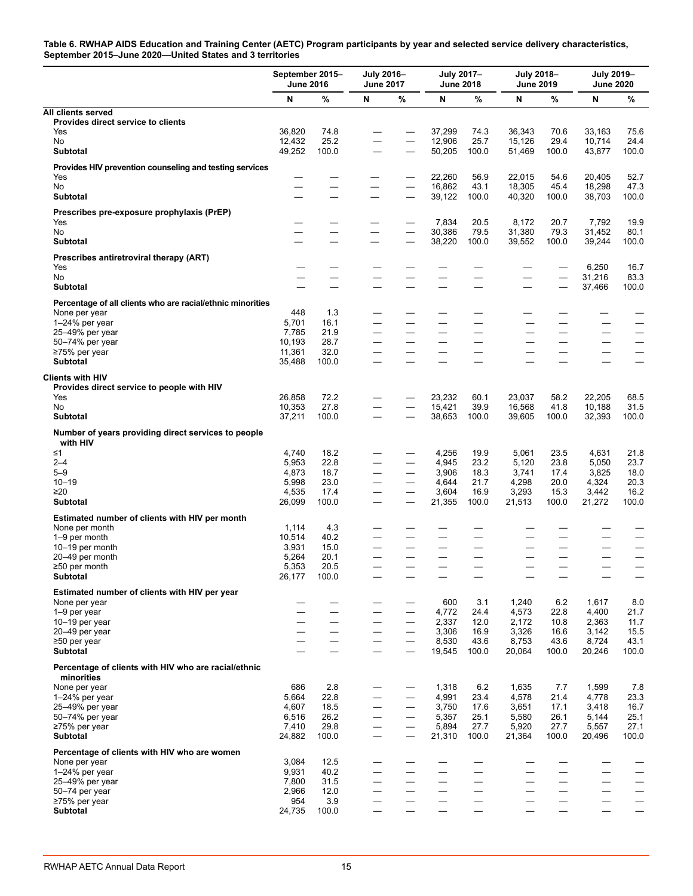**Table 6. RWHAP AIDS Education and Training Center (AETC) Program participants by year and selected service delivery characteristics, September 2015–June 2020—United States and 3 territories**

| | September 2015–June 2016 | | July 2016–June 2017 | | July 2017–June 2018 | | July 2018–June 2019 | | July 2019–June 2020 | |
|---|---|---|---|---|---|---|---|---|---|---|
| | N | % | N | % | N | % | N | % | N | % |
| **All clients served** | | | | | | | | | | |
| **Provides direct service to clients** | | | | | | | | | | |
| Yes | 36,820 | 74.8 | — | — | 37,299 | 74.3 | 36,343 | 70.6 | 33,163 | 75.6 |
| No | 12,432 | 25.2 | — | — | 12,906 | 25.7 | 15,126 | 29.4 | 10,714 | 24.4 |
| **Subtotal** | 49,252 | 100.0 | — | — | 50,205 | 100.0 | 51,469 | 100.0 | 43,877 | 100.0 |
| **Provides HIV prevention counseling and testing services** | | | | | | | | | | |
| Yes | — | — | — | — | 22,260 | 56.9 | 22,015 | 54.6 | 20,405 | 52.7 |
| No | — | — | — | — | 16,862 | 43.1 | 18,305 | 45.4 | 18,298 | 47.3 |
| **Subtotal** | — | — | — | — | 39,122 | 100.0 | 40,320 | 100.0 | 38,703 | 100.0 |
| **Prescribes pre-exposure prophylaxis (PrEP)** | | | | | | | | | | |
| Yes | — | — | — | — | 7,834 | 20.5 | 8,172 | 20.7 | 7,792 | 19.9 |
| No | — | — | — | — | 30,386 | 79.5 | 31,380 | 79.3 | 31,452 | 80.1 |
| **Subtotal** | — | — | — | — | 38,220 | 100.0 | 39,552 | 100.0 | 39,244 | 100.0 |
| **Prescribes antiretroviral therapy (ART)** | | | | | | | | | | |
| Yes | — | — | — | — | — | — | — | — | 6,250 | 16.7 |
| No | — | — | — | — | — | — | — | — | 31,216 | 83.3 |
| **Subtotal** | — | — | — | — | — | — | — | — | 37,466 | 100.0 |
| **Percentage of all clients who are racial/ethnic minorities** | | | | | | | | | | |
| None per year | 448 | 1.3 | — | — | — | — | — | — | — | — |
| 1–24% per year | 5,701 | 16.1 | — | — | — | — | — | — | — | — |
| 25–49% per year | 7,785 | 21.9 | — | — | — | — | — | — | — | — |
| 50–74% per year | 10,193 | 28.7 | — | — | — | — | — | — | — | — |
| ≥75% per year | 11,361 | 32.0 | — | — | — | — | — | — | — | — |
| **Subtotal** | 35,488 | 100.0 | — | — | — | — | — | — | — | — |
| **Clients with HIV** | | | | | | | | | | |
| **Provides direct service to people with HIV** | | | | | | | | | | |
| Yes | 26,858 | 72.2 | — | — | 23,232 | 60.1 | 23,037 | 58.2 | 22,205 | 68.5 |
| No | 10,353 | 27.8 | — | — | 15,421 | 39.9 | 16,568 | 41.8 | 10,188 | 31.5 |
| **Subtotal** | 37,211 | 100.0 | — | — | 38,653 | 100.0 | 39,605 | 100.0 | 32,393 | 100.0 |
| **Number of years providing direct services to people with HIV** | | | | | | | | | | |
| ≤1 | 4,740 | 18.2 | — | — | 4,256 | 19.9 | 5,061 | 23.5 | 4,631 | 21.8 |
| 2–4 | 5,953 | 22.8 | — | — | 4,945 | 23.2 | 5,120 | 23.8 | 5,050 | 23.7 |
| 5–9 | 4,873 | 18.7 | — | — | 3,906 | 18.3 | 3,741 | 17.4 | 3,825 | 18.0 |
| 10–19 | 5,998 | 23.0 | — | — | 4,644 | 21.7 | 4,298 | 20.0 | 4,324 | 20.3 |
| ≥20 | 4,535 | 17.4 | — | — | 3,604 | 16.9 | 3,293 | 15.3 | 3,442 | 16.2 |
| **Subtotal** | 26,099 | 100.0 | — | — | 21,355 | 100.0 | 21,513 | 100.0 | 21,272 | 100.0 |
| **Estimated number of clients with HIV per month** | | | | | | | | | | |
| None per month | 1,114 | 4.3 | — | — | — | — | — | — | — | — |
| 1–9 per month | 10,514 | 40.2 | — | — | — | — | — | — | — | — |
| 10–19 per month | 3,931 | 15.0 | — | — | — | — | — | — | — | — |
| 20–49 per month | 5,264 | 20.1 | — | — | — | — | — | — | — | — |
| ≥50 per month | 5,353 | 20.5 | — | — | — | — | — | — | — | — |
| **Subtotal** | 26,177 | 100.0 | — | — | — | — | — | — | — | — |
| **Estimated number of clients with HIV per year** | | | | | | | | | | |
| None per year | — | — | — | — | 600 | 3.1 | 1,240 | 6.2 | 1,617 | 8.0 |
| 1–9 per year | — | — | — | — | 4,772 | 24.4 | 4,573 | 22.8 | 4,400 | 21.7 |
| 10–19 per year | — | — | — | — | 2,337 | 12.0 | 2,172 | 10.8 | 2,363 | 11.7 |
| 20–49 per year | — | — | — | — | 3,306 | 16.9 | 3,326 | 16.6 | 3,142 | 15.5 |
| ≥50 per year | — | — | — | — | 8,530 | 43.6 | 8,753 | 43.6 | 8,724 | 43.1 |
| **Subtotal** | — | — | — | — | 19,545 | 100.0 | 20,064 | 100.0 | 20,246 | 100.0 |
| **Percentage of clients with HIV who are racial/ethnic minorities** | | | | | | | | | | |
| None per year | 686 | 2.8 | — | — | 1,318 | 6.2 | 1,635 | 7.7 | 1,599 | 7.8 |
| 1–24% per year | 5,664 | 22.8 | — | — | 4,991 | 23.4 | 4,578 | 21.4 | 4,778 | 23.3 |
| 25–49% per year | 4,607 | 18.5 | — | — | 3,750 | 17.6 | 3,651 | 17.1 | 3,418 | 16.7 |
| 50–74% per year | 6,516 | 26.2 | — | — | 5,357 | 25.1 | 5,580 | 26.1 | 5,144 | 25.1 |
| ≥75% per year | 7,410 | 29.8 | — | — | 5,894 | 27.7 | 5,920 | 27.7 | 5,557 | 27.1 |
| **Subtotal** | 24,882 | 100.0 | — | — | 21,310 | 100.0 | 21,364 | 100.0 | 20,496 | 100.0 |
| **Percentage of clients with HIV who are women** | | | | | | | | | | |
| None per year | 3,084 | 12.5 | — | — | — | — | — | — | — | — |
| 1–24% per year | 9,931 | 40.2 | — | — | — | — | — | — | — | — |
| 25–49% per year | 7,800 | 31.5 | — | — | — | — | — | — | — | — |
| 50–74 per year | 2,966 | 12.0 | — | — | — | — | — | — | — | — |
| ≥75% per year | 954 | 3.9 | — | — | — | — | — | — | — | — |
| **Subtotal** | 24,735 | 100.0 | — | — | — | — | — | — | — | — |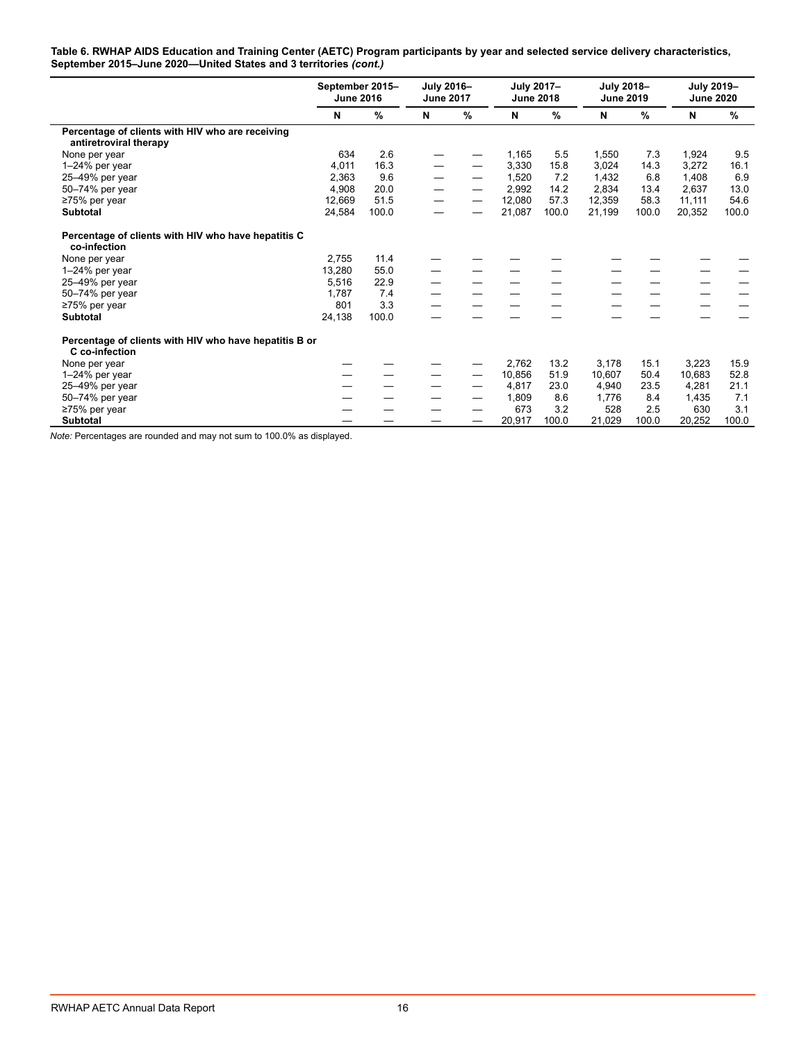**Table 6. RWHAP AIDS Education and Training Center (AETC) Program participants by year and selected service delivery characteristics, September 2015–June 2020—United States and 3 territories *(cont.)***

| | September 2015–June 2016 | | July 2016–June 2017 | | July 2017–June 2018 | | July 2018–June 2019 | | July 2019–June 2020 | |
|---|---|---|---|---|---|---|---|---|---|---|
| | N | % | N | % | N | % | N | % | N | % |
| **Percentage of clients with HIV who are receiving antiretroviral therapy** | | | | | | | | | | |
| None per year | 634 | 2.6 | — | — | 1,165 | 5.5 | 1,550 | 7.3 | 1,924 | 9.5 |
| 1–24% per year | 4,011 | 16.3 | — | — | 3,330 | 15.8 | 3,024 | 14.3 | 3,272 | 16.1 |
| 25–49% per year | 2,363 | 9.6 | — | — | 1,520 | 7.2 | 1,432 | 6.8 | 1,408 | 6.9 |
| 50–74% per year | 4,908 | 20.0 | — | — | 2,992 | 14.2 | 2,834 | 13.4 | 2,637 | 13.0 |
| ≥75% per year | 12,669 | 51.5 | — | — | 12,080 | 57.3 | 12,359 | 58.3 | 11,111 | 54.6 |
| **Subtotal** | 24,584 | 100.0 | — | — | 21,087 | 100.0 | 21,199 | 100.0 | 20,352 | 100.0 |
| **Percentage of clients with HIV who have hepatitis C co-infection** | | | | | | | | | | |
| None per year | 2,755 | 11.4 | — | — | — | — | — | — | — | — |
| 1–24% per year | 13,280 | 55.0 | — | — | — | — | — | — | — | — |
| 25–49% per year | 5,516 | 22.9 | — | — | — | — | — | — | — | — |
| 50–74% per year | 1,787 | 7.4 | — | — | — | — | — | — | — | — |
| ≥75% per year | 801 | 3.3 | — | — | — | — | — | — | — | — |
| **Subtotal** | 24,138 | 100.0 | — | — | — | — | — | — | — | — |
| **Percentage of clients with HIV who have hepatitis B or C co-infection** | | | | | | | | | | |
| None per year | — | — | — | — | 2,762 | 13.2 | 3,178 | 15.1 | 3,223 | 15.9 |
| 1–24% per year | — | — | — | — | 10,856 | 51.9 | 10,607 | 50.4 | 10,683 | 52.8 |
| 25–49% per year | — | — | — | — | 4,817 | 23.0 | 4,940 | 23.5 | 4,281 | 21.1 |
| 50–74% per year | — | — | — | — | 1,809 | 8.6 | 1,776 | 8.4 | 1,435 | 7.1 |
| ≥75% per year | — | — | — | — | 673 | 3.2 | 528 | 2.5 | 630 | 3.1 |
| **Subtotal** | — | — | — | — | 20,917 | 100.0 | 21,029 | 100.0 | 20,252 | 100.0 |

*Note:* Percentages are rounded and may not sum to 100.0% as displayed.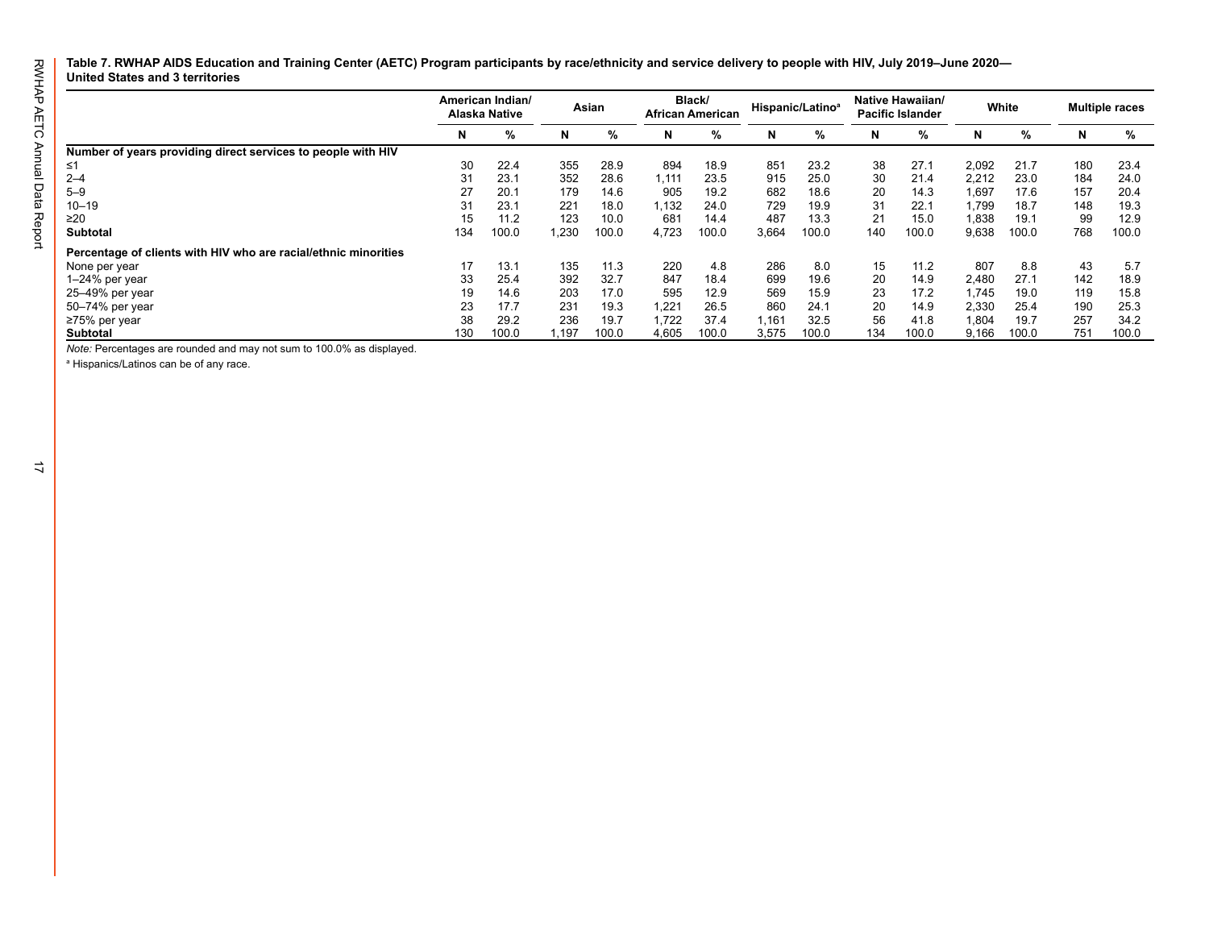**Table 7. RWHAP AIDS Education and Training Center (AETC) Program participants by race/ethnicity and service delivery to people with HIV, July 2019–June 2020—United States and 3 territories**

| | American Indian/ Alaska Native | | Asian | | Black/ African American | | Hispanic/Latino[a] | | Native Hawaiian/ Pacific Islander | | White | | Multiple races | |
|---|---|---|---|---|---|---|---|---|---|---|---|---|---|---|
| | N | % | N | % | N | % | N | % | N | % | N | % | N | % |
| **Number of years providing direct services to people with HIV** | | | | | | | | | | | | | | |
| ≤1 | 30 | 22.4 | 355 | 28.9 | 894 | 18.9 | 851 | 23.2 | 38 | 27.1 | 2,092 | 21.7 | 180 | 23.4 |
| 2–4 | 31 | 23.1 | 352 | 28.6 | 1,111 | 23.5 | 915 | 25.0 | 30 | 21.4 | 2,212 | 23.0 | 184 | 24.0 |
| 5–9 | 27 | 20.1 | 179 | 14.6 | 905 | 19.2 | 682 | 18.6 | 20 | 14.3 | 1,697 | 17.6 | 157 | 20.4 |
| 10–19 | 31 | 23.1 | 221 | 18.0 | 1,132 | 24.0 | 729 | 19.9 | 31 | 22.1 | 1,799 | 18.7 | 148 | 19.3 |
| ≥20 | 15 | 11.2 | 123 | 10.0 | 681 | 14.4 | 487 | 13.3 | 21 | 15.0 | 1,838 | 19.1 | 99 | 12.9 |
| **Subtotal** | 134 | 100.0 | 1,230 | 100.0 | 4,723 | 100.0 | 3,664 | 100.0 | 140 | 100.0 | 9,638 | 100.0 | 768 | 100.0 |
| **Percentage of clients with HIV who are racial/ethnic minorities** | | | | | | | | | | | | | | |
| None per year | 17 | 13.1 | 135 | 11.3 | 220 | 4.8 | 286 | 8.0 | 15 | 11.2 | 807 | 8.8 | 43 | 5.7 |
| 1–24% per year | 33 | 25.4 | 392 | 32.7 | 847 | 18.4 | 699 | 19.6 | 20 | 14.9 | 2,480 | 27.1 | 142 | 18.9 |
| 25–49% per year | 19 | 14.6 | 203 | 17.0 | 595 | 12.9 | 569 | 15.9 | 23 | 17.2 | 1,745 | 19.0 | 119 | 15.8 |
| 50–74% per year | 23 | 17.7 | 231 | 19.3 | 1,221 | 26.5 | 860 | 24.1 | 20 | 14.9 | 2,330 | 25.4 | 190 | 25.3 |
| ≥75% per year | 38 | 29.2 | 236 | 19.7 | 1,722 | 37.4 | 1,161 | 32.5 | 56 | 41.8 | 1,804 | 19.7 | 257 | 34.2 |
| **Subtotal** | 130 | 100.0 | 1,197 | 100.0 | 4,605 | 100.0 | 3,575 | 100.0 | 134 | 100.0 | 9,166 | 100.0 | 751 | 100.0 |

*Note:* Percentages are rounded and may not sum to 100.0% as displayed.

[a] Hispanics/Latinos can be of any race.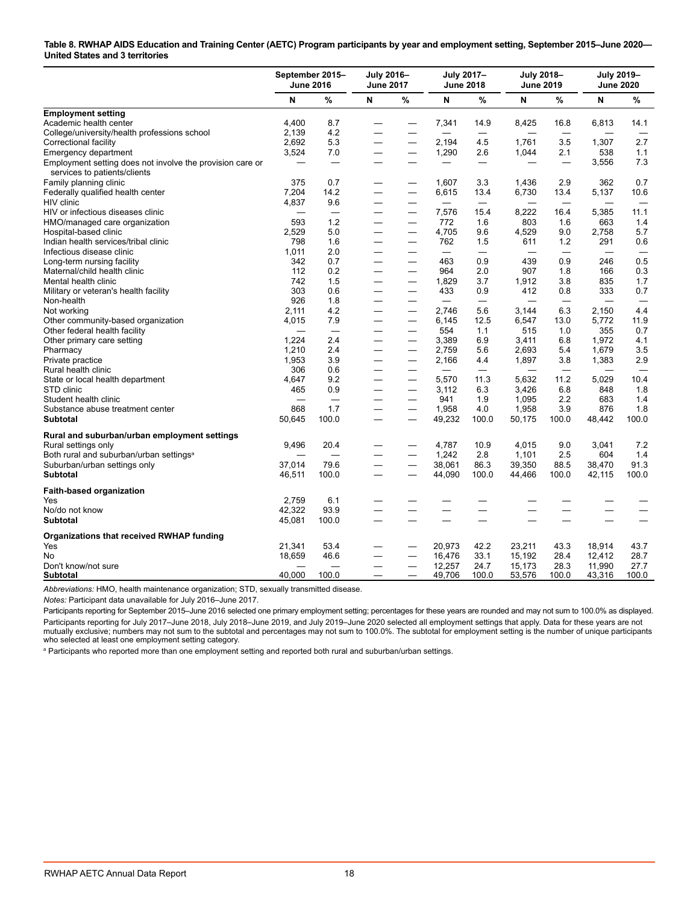**Table 8. RWHAP AIDS Education and Training Center (AETC) Program participants by year and employment setting, September 2015–June 2020—United States and 3 territories**

| | September 2015–June 2016 | | July 2016–June 2017 | | July 2017–June 2018 | | July 2018–June 2019 | | July 2019–June 2020 | |
|---|---|---|---|---|---|---|---|---|---|---|
| | N | % | N | % | N | % | N | % | N | % |
| **Employment setting** | | | | | | | | | | |
| Academic health center | 4,400 | 8.7 | — | — | 7,341 | 14.9 | 8,425 | 16.8 | 6,813 | 14.1 |
| College/university/health professions school | 2,139 | 4.2 | — | — | — | — | — | — | — | — |
| Correctional facility | 2,692 | 5.3 | — | — | 2,194 | 4.5 | 1,761 | 3.5 | 1,307 | 2.7 |
| Emergency department | 3,524 | 7.0 | — | — | 1,290 | 2.6 | 1,044 | 2.1 | 538 | 1.1 |
| Employment setting does not involve the provision care or services to patients/clients | — | — | — | — | — | — | — | — | 3,556 | 7.3 |
| Family planning clinic | 375 | 0.7 | — | — | 1,607 | 3.3 | 1,436 | 2.9 | 362 | 0.7 |
| Federally qualified health center | 7,204 | 14.2 | — | — | 6,615 | 13.4 | 6,730 | 13.4 | 5,137 | 10.6 |
| HIV clinic | 4,837 | 9.6 | — | — | — | — | — | — | — | — |
| HIV or infectious diseases clinic | — | — | — | — | 7,576 | 15.4 | 8,222 | 16.4 | 5,385 | 11.1 |
| HMO/managed care organization | 593 | 1.2 | — | — | 772 | 1.6 | 803 | 1.6 | 663 | 1.4 |
| Hospital-based clinic | 2,529 | 5.0 | — | — | 4,705 | 9.6 | 4,529 | 9.0 | 2,758 | 5.7 |
| Indian health services/tribal clinic | 798 | 1.6 | — | — | 762 | 1.5 | 611 | 1.2 | 291 | 0.6 |
| Infectious disease clinic | 1,011 | 2.0 | — | — | — | — | — | — | — | — |
| Long-term nursing facility | 342 | 0.7 | — | — | 463 | 0.9 | 439 | 0.9 | 246 | 0.5 |
| Maternal/child health clinic | 112 | 0.2 | — | — | 964 | 2.0 | 907 | 1.8 | 166 | 0.3 |
| Mental health clinic | 742 | 1.5 | — | — | 1,829 | 3.7 | 1,912 | 3.8 | 835 | 1.7 |
| Military or veteran's health facility | 303 | 0.6 | — | — | 433 | 0.9 | 412 | 0.8 | 333 | 0.7 |
| Non-health | 926 | 1.8 | — | — | — | — | — | — | — | — |
| Not working | 2,111 | 4.2 | — | — | 2,746 | 5.6 | 3,144 | 6.3 | 2,150 | 4.4 |
| Other community-based organization | 4,015 | 7.9 | — | — | 6,145 | 12.5 | 6,547 | 13.0 | 5,772 | 11.9 |
| Other federal health facility | — | — | — | — | 554 | 1.1 | 515 | 1.0 | 355 | 0.7 |
| Other primary care setting | 1,224 | 2.4 | — | — | 3,389 | 6.9 | 3,411 | 6.8 | 1,972 | 4.1 |
| Pharmacy | 1,210 | 2.4 | — | — | 2,759 | 5.6 | 2,693 | 5.4 | 1,679 | 3.5 |
| Private practice | 1,953 | 3.9 | — | — | 2,166 | 4.4 | 1,897 | 3.8 | 1,383 | 2.9 |
| Rural health clinic | 306 | 0.6 | — | — | — | — | — | — | — | — |
| State or local health department | 4,647 | 9.2 | — | — | 5,570 | 11.3 | 5,632 | 11.2 | 5,029 | 10.4 |
| STD clinic | 465 | 0.9 | — | — | 3,112 | 6.3 | 3,426 | 6.8 | 848 | 1.8 |
| Student health clinic | — | — | — | — | 941 | 1.9 | 1,095 | 2.2 | 683 | 1.4 |
| Substance abuse treatment center | 868 | 1.7 | — | — | 1,958 | 4.0 | 1,958 | 3.9 | 876 | 1.8 |
| **Subtotal** | 50,645 | 100.0 | — | — | 49,232 | 100.0 | 50,175 | 100.0 | 48,442 | 100.0 |
| **Rural and suburban/urban employment settings** | | | | | | | | | | |
| Rural settings only | 9,496 | 20.4 | — | — | 4,787 | 10.9 | 4,015 | 9.0 | 3,041 | 7.2 |
| Both rural and suburban/urban settings[a] | — | — | — | — | 1,242 | 2.8 | 1,101 | 2.5 | 604 | 1.4 |
| Suburban/urban settings only | 37,014 | 79.6 | — | — | 38,061 | 86.3 | 39,350 | 88.5 | 38,470 | 91.3 |
| **Subtotal** | 46,511 | 100.0 | — | — | 44,090 | 100.0 | 44,466 | 100.0 | 42,115 | 100.0 |
| **Faith-based organization** | | | | | | | | | | |
| Yes | 2,759 | 6.1 | — | — | — | — | — | — | — | — |
| No/do not know | 42,322 | 93.9 | — | — | — | — | — | — | — | — |
| **Subtotal** | 45,081 | 100.0 | — | — | — | — | — | — | — | — |
| **Organizations that received RWHAP funding** | | | | | | | | | | |
| Yes | 21,341 | 53.4 | — | — | 20,973 | 42.2 | 23,211 | 43.3 | 18,914 | 43.7 |
| No | 18,659 | 46.6 | — | — | 16,476 | 33.1 | 15,192 | 28.4 | 12,412 | 28.7 |
| Don't know/not sure | — | — | — | — | 12,257 | 24.7 | 15,173 | 28.3 | 11,990 | 27.7 |
| **Subtotal** | 40,000 | 100.0 | — | — | 49,706 | 100.0 | 53,576 | 100.0 | 43,316 | 100.0 |

*Abbreviations:* HMO, health maintenance organization; STD, sexually transmitted disease.

*Notes:* Participant data unavailable for July 2016–June 2017.

Participants reporting for September 2015–June 2016 selected one primary employment setting; percentages for these years are rounded and may not sum to 100.0% as displayed.

Participants reporting for July 2017–June 2018, July 2018–June 2019, and July 2019–June 2020 selected all employment settings that apply. Data for these years are not mutually exclusive; numbers may not sum to the subtotal and percentages may not sum to 100.0%. The subtotal for employment setting is the number of unique participants who selected at least one employment setting category.

[a] Participants who reported more than one employment setting and reported both rural and suburban/urban settings.